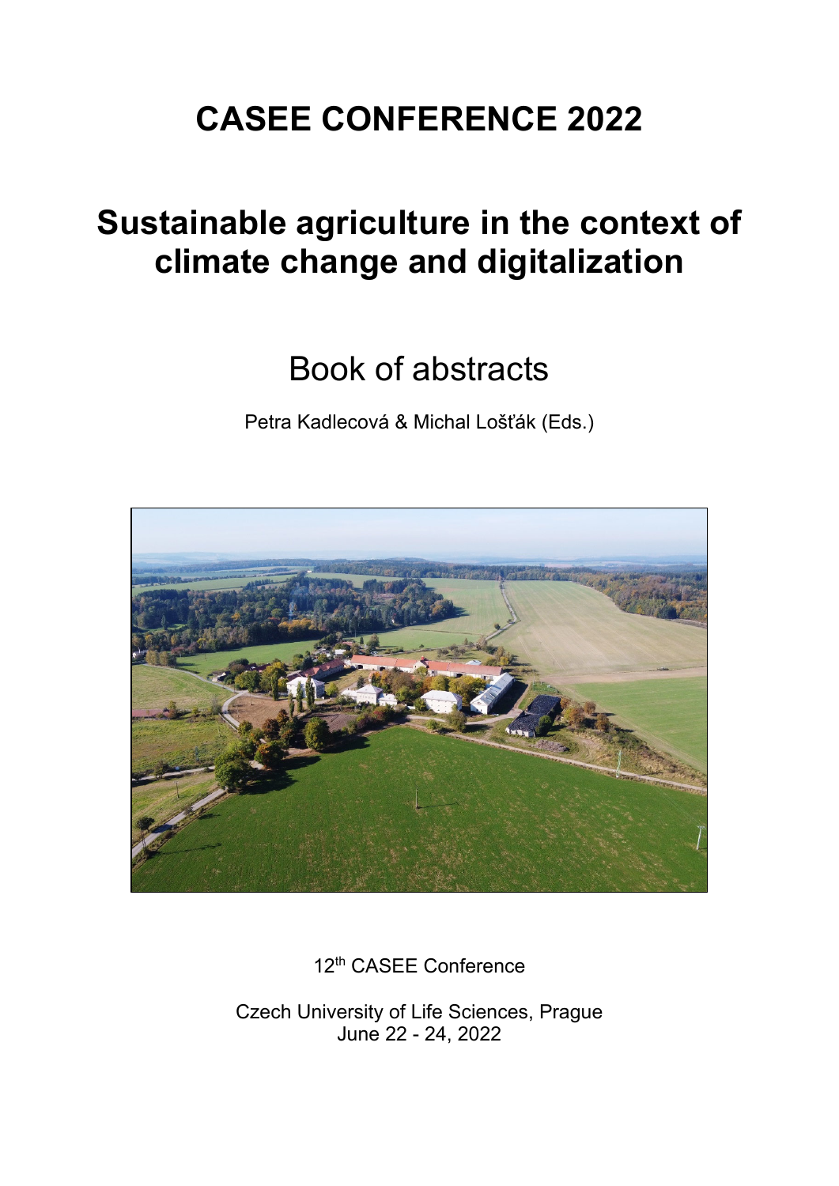# CASEE CONFERENCE 2022

# Sustainable agriculture in the context of climate change and digitalization

## Book of abstracts

Petra Kadlecová & Michal Lošťák (Eds.)

12th CASEE Conference

Czech University of Life Sciences, Prague
June 22 - 24, 2022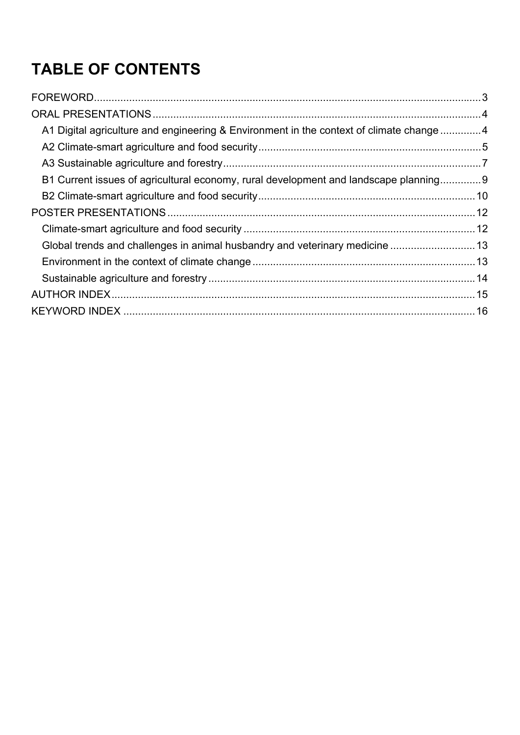# TABLE OF CONTENTS

FOREWORD....................................................................................................................................3

ORAL PRESENTATIONS ...............................................................................................................4

- A1 Digital agriculture and engineering & Environment in the context of climate change ..............4
- A2 Climate-smart agriculture and food security ............................................................................5
- A3 Sustainable agriculture and forestry........................................................................................7
- B1 Current issues of agricultural economy, rural development and landscape planning..............9
- B2 Climate-smart agriculture and food security ..........................................................................10

POSTER PRESENTATIONS ........................................................................................................12

- Climate-smart agriculture and food security ...............................................................................12
- Global trends and challenges in animal husbandry and veterinary medicine .............................13
- Environment in the context of climate change ............................................................................13
- Sustainable agriculture and forestry ...........................................................................................14

AUTHOR INDEX...........................................................................................................................15

KEYWORD INDEX .......................................................................................................................16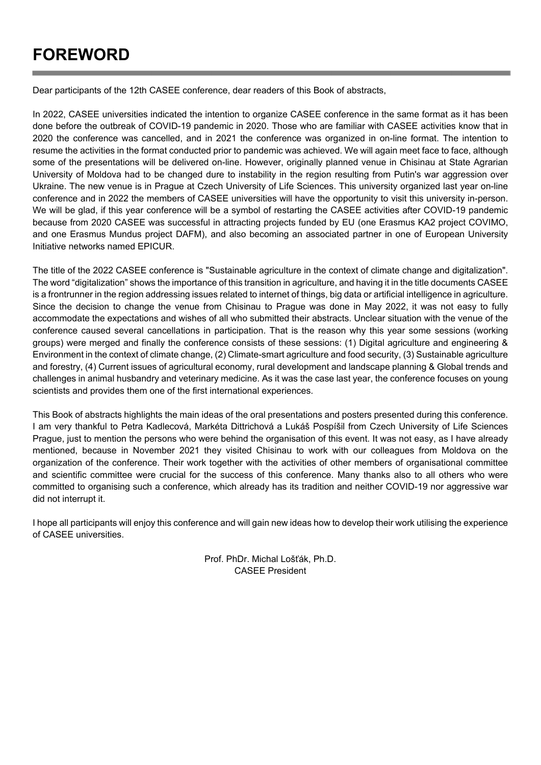# FOREWORD

Dear participants of the 12th CASEE conference, dear readers of this Book of abstracts,

In 2022, CASEE universities indicated the intention to organize CASEE conference in the same format as it has been done before the outbreak of COVID-19 pandemic in 2020. Those who are familiar with CASEE activities know that in 2020 the conference was cancelled, and in 2021 the conference was organized in on-line format. The intention to resume the activities in the format conducted prior to pandemic was achieved. We will again meet face to face, although some of the presentations will be delivered on-line. However, originally planned venue in Chisinau at State Agrarian University of Moldova had to be changed dure to instability in the region resulting from Putin's war aggression over Ukraine. The new venue is in Prague at Czech University of Life Sciences. This university organized last year on-line conference and in 2022 the members of CASEE universities will have the opportunity to visit this university in-person. We will be glad, if this year conference will be a symbol of restarting the CASEE activities after COVID-19 pandemic because from 2020 CASEE was successful in attracting projects funded by EU (one Erasmus KA2 project COVIMO, and one Erasmus Mundus project DAFM), and also becoming an associated partner in one of European University Initiative networks named EPICUR.

The title of the 2022 CASEE conference is "Sustainable agriculture in the context of climate change and digitalization". The word "digitalization" shows the importance of this transition in agriculture, and having it in the title documents CASEE is a frontrunner in the region addressing issues related to internet of things, big data or artificial intelligence in agriculture. Since the decision to change the venue from Chisinau to Prague was done in May 2022, it was not easy to fully accommodate the expectations and wishes of all who submitted their abstracts. Unclear situation with the venue of the conference caused several cancellations in participation. That is the reason why this year some sessions (working groups) were merged and finally the conference consists of these sessions: (1) Digital agriculture and engineering & Environment in the context of climate change, (2) Climate-smart agriculture and food security, (3) Sustainable agriculture and forestry, (4) Current issues of agricultural economy, rural development and landscape planning & Global trends and challenges in animal husbandry and veterinary medicine. As it was the case last year, the conference focuses on young scientists and provides them one of the first international experiences.

This Book of abstracts highlights the main ideas of the oral presentations and posters presented during this conference. I am very thankful to Petra Kadlecová, Markéta Dittrichová a Lukáš Pospíšil from Czech University of Life Sciences Prague, just to mention the persons who were behind the organisation of this event. It was not easy, as I have already mentioned, because in November 2021 they visited Chisinau to work with our colleagues from Moldova on the organization of the conference. Their work together with the activities of other members of organisational committee and scientific committee were crucial for the success of this conference. Many thanks also to all others who were committed to organising such a conference, which already has its tradition and neither COVID-19 nor aggressive war did not interrupt it.

I hope all participants will enjoy this conference and will gain new ideas how to develop their work utilising the experience of CASEE universities.

Prof. PhDr. Michal Lošťák, Ph.D.
CASEE President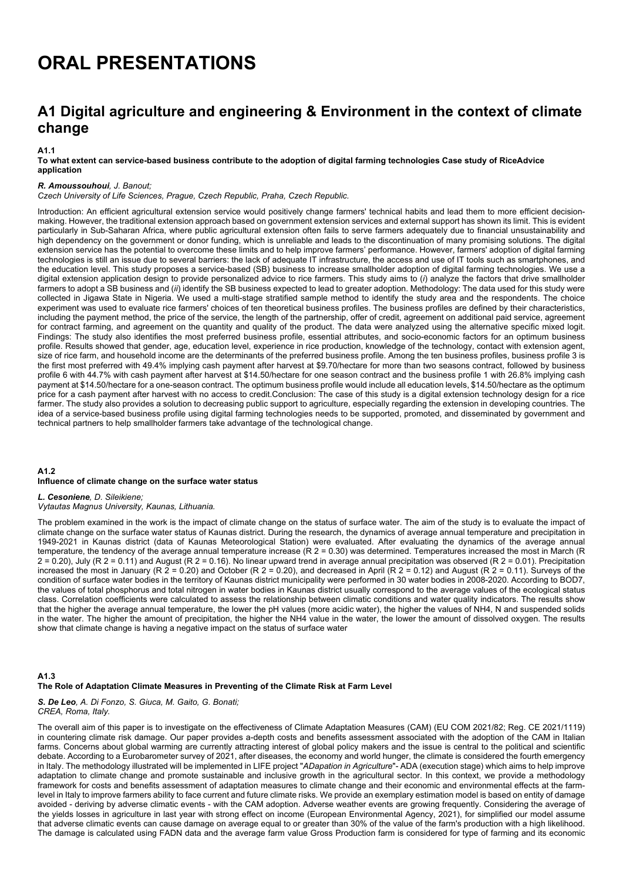# ORAL PRESENTATIONS

## A1 Digital agriculture and engineering & Environment in the context of climate change

**A1.1**

**To what extent can service-based business contribute to the adoption of digital farming technologies Case study of RiceAdvice application**

***R. Amoussouhoui**, J. Banout;*
*Czech University of Life Sciences, Prague, Czech Republic, Praha, Czech Republic.*

Introduction: An efficient agricultural extension service would positively change farmers' technical habits and lead them to more efficient decision-making. However, the traditional extension approach based on government extension services and external support has shown its limit. This is evident particularly in Sub-Saharan Africa, where public agricultural extension often fails to serve farmers adequately due to financial unsustainability and high dependency on the government or donor funding, which is unreliable and leads to the discontinuation of many promising solutions. The digital extension service has the potential to overcome these limits and to help improve farmers' performance. However, farmers' adoption of digital farming technologies is still an issue due to several barriers: the lack of adequate IT infrastructure, the access and use of IT tools such as smartphones, and the education level. This study proposes a service-based (SB) business to increase smallholder adoption of digital farming technologies. We use a digital extension application design to provide personalized advice to rice farmers. This study aims to (*i*) analyze the factors that drive smallholder farmers to adopt a SB business and (*ii*) identify the SB business expected to lead to greater adoption. Methodology: The data used for this study were collected in Jigawa State in Nigeria. We used a multi-stage stratified sample method to identify the study area and the respondents. The choice experiment was used to evaluate rice farmers' choices of ten theoretical business profiles. The business profiles are defined by their characteristics, including the payment method, the price of the service, the length of the partnership, offer of credit, agreement on additional paid service, agreement for contract farming, and agreement on the quantity and quality of the product. The data were analyzed using the alternative specific mixed logit. Findings: The study also identifies the most preferred business profile, essential attributes, and socio-economic factors for an optimum business profile. Results showed that gender, age, education level, experience in rice production, knowledge of the technology, contact with extension agent, size of rice farm, and household income are the determinants of the preferred business profile. Among the ten business profiles, business profile 3 is the first most preferred with 49.4% implying cash payment after harvest at \$9.70/hectare for more than two seasons contract, followed by business profile 6 with 44.7% with cash payment after harvest at \$14.50/hectare for one season contract and the business profile 1 with 26.8% implying cash payment at \$14.50/hectare for a one-season contract. The optimum business profile would include all education levels, \$14.50/hectare as the optimum price for a cash payment after harvest with no access to credit.Conclusion: The case of this study is a digital extension technology design for a rice farmer. The study also provides a solution to decreasing public support to agriculture, especially regarding the extension in developing countries. The idea of a service-based business profile using digital farming technologies needs to be supported, promoted, and disseminated by government and technical partners to help smallholder farmers take advantage of the technological change.

**A1.2**

**Influence of climate change on the surface water status**

***L. Cesoniene**, D. Sileikiene;*
*Vytautas Magnus University, Kaunas, Lithuania.*

The problem examined in the work is the impact of climate change on the status of surface water. The aim of the study is to evaluate the impact of climate change on the surface water status of Kaunas district. During the research, the dynamics of average annual temperature and precipitation in 1949-2021 in Kaunas district (data of Kaunas Meteorological Station) were evaluated. After evaluating the dynamics of the average annual temperature, the tendency of the average annual temperature increase ($R^2 = 0.30$) was determined. Temperatures increased the most in March ($R^2 = 0.20$), July ($R^2 = 0.11$) and August ($R^2 = 0.16$). No linear upward trend in average annual precipitation was observed ($R^2 = 0.01$). Precipitation increased the most in January ($R^2 = 0.20$) and October ($R^2 = 0.20$), and decreased in April ($R^2 = 0.12$) and August ($R^2 = 0.11$). Surveys of the condition of surface water bodies in the territory of Kaunas district municipality were performed in 30 water bodies in 2008-2020. According to $BOD_7$, the values of total phosphorus and total nitrogen in water bodies in Kaunas district usually correspond to the average values of the ecological status class. Correlation coefficients were calculated to assess the relationship between climatic conditions and water quality indicators. The results show that the higher the average annual temperature, the lower the pH values (more acidic water), the higher the values of $NH_4$, N and suspended solids in the water. The higher the amount of precipitation, the higher the $NH_4$ value in the water, the lower the amount of dissolved oxygen. The results show that climate change is having a negative impact on the status of surface water

**A1.3**

**The Role of Adaptation Climate Measures in Preventing of the Climate Risk at Farm Level**

***S. De Leo**, A. Di Fonzo, S. Giuca, M. Gaito, G. Bonati;*
*CREA, Roma, Italy.*

The overall aim of this paper is to investigate on the effectiveness of Climate Adaptation Measures (CAM) (EU COM 2021/82; Reg. CE 2021/1119) in countering climate risk damage. Our paper provides a-depth costs and benefits assessment associated with the adoption of the CAM in Italian farms. Concerns about global warming are currently attracting interest of global policy makers and the issue is central to the political and scientific debate. According to a Eurobarometer survey of 2021, after diseases, the economy and world hunger, the climate is considered the fourth emergency in Italy. The methodology illustrated will be implemented in LIFE project "*ADapation in Agriculture*"- ADA (execution stage) which aims to help improve adaptation to climate change and promote sustainable and inclusive growth in the agricultural sector. In this context, we provide a methodology framework for costs and benefits assessment of adaptation measures to climate change and their economic and environmental effects at the farm-level in Italy to improve farmers ability to face current and future climate risks. We provide an exemplary estimation model is based on entity of damage avoided - deriving by adverse climatic events - with the CAM adoption. Adverse weather events are growing frequently. Considering the average of the yields losses in agriculture in last year with strong effect on income (European Environmental Agency, 2021), for simplified our model assume that adverse climatic events can cause damage on average equal to or greater than 30% of the value of the farm's production with a high likelihood. The damage is calculated using FADN data and the average farm value Gross Production farm is considered for type of farming and its economic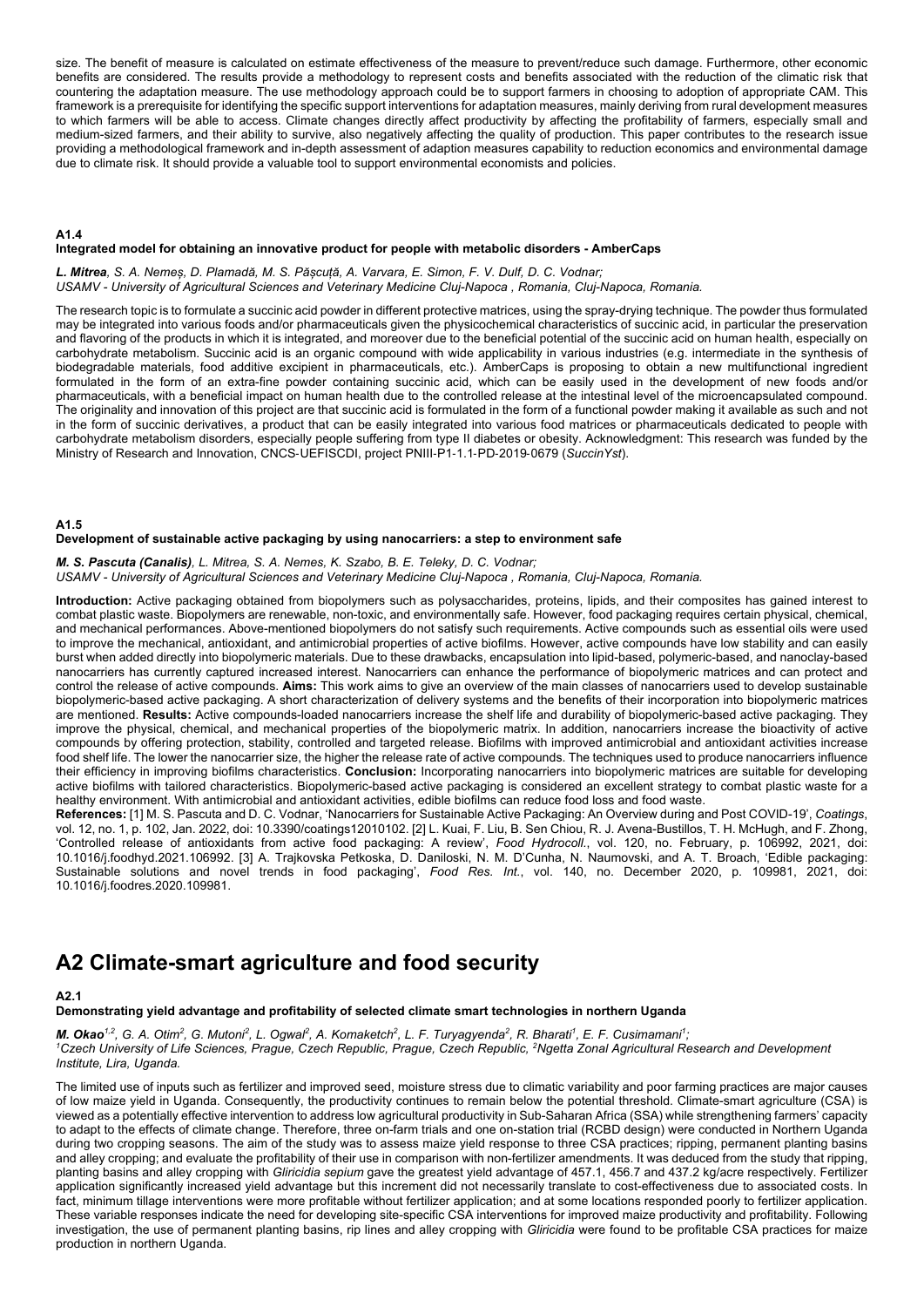size. The benefit of measure is calculated on estimate effectiveness of the measure to prevent/reduce such damage. Furthermore, other economic benefits are considered. The results provide a methodology to represent costs and benefits associated with the reduction of the climatic risk that countering the adaptation measure. The use methodology approach could be to support farmers in choosing to adoption of appropriate CAM. This framework is a prerequisite for identifying the specific support interventions for adaptation measures, mainly deriving from rural development measures to which farmers will be able to access. Climate changes directly affect productivity by affecting the profitability of farmers, especially small and medium-sized farmers, and their ability to survive, also negatively affecting the quality of production. This paper contributes to the research issue providing a methodological framework and in-depth assessment of adaption measures capability to reduction economics and environmental damage due to climate risk. It should provide a valuable tool to support environmental economists and policies.

**A1.4**

**Integrated model for obtaining an innovative product for people with metabolic disorders - AmberCaps**

***L. Mitrea**, S. A. Nemeș, D. Plamadă, M. S. Păscuță, A. Varvara, E. Simon, F. V. Dulf, D. C. Vodnar;*
*USAMV - University of Agricultural Sciences and Veterinary Medicine Cluj-Napoca , Romania, Cluj-Napoca, Romania.*

The research topic is to formulate a succinic acid powder in different protective matrices, using the spray-drying technique. The powder thus formulated may be integrated into various foods and/or pharmaceuticals given the physicochemical characteristics of succinic acid, in particular the preservation and flavoring of the products in which it is integrated, and moreover due to the beneficial potential of the succinic acid on human health, especially on carbohydrate metabolism. Succinic acid is an organic compound with wide applicability in various industries (e.g. intermediate in the synthesis of biodegradable materials, food additive excipient in pharmaceuticals, etc.). AmberCaps is proposing to obtain a new multifunctional ingredient formulated in the form of an extra-fine powder containing succinic acid, which can be easily used in the development of new foods and/or pharmaceuticals, with a beneficial impact on human health due to the controlled release at the intestinal level of the microencapsulated compound. The originality and innovation of this project are that succinic acid is formulated in the form of a functional powder making it available as such and not in the form of succinic derivatives, a product that can be easily integrated into various food matrices or pharmaceuticals dedicated to people with carbohydrate metabolism disorders, especially people suffering from type II diabetes or obesity. Acknowledgment: This research was funded by the Ministry of Research and Innovation, CNCS‐UEFISCDI, project PNIII‐P1‐1.1‐PD‐2019‐0679 (*SuccinYst*).

**A1.5**

**Development of sustainable active packaging by using nanocarriers: a step to environment safe**

***M. S. Pascuta (Canalis)**, L. Mitrea, S. A. Nemes, K. Szabo, B. E. Teleky, D. C. Vodnar;*
*USAMV - University of Agricultural Sciences and Veterinary Medicine Cluj-Napoca , Romania, Cluj-Napoca, Romania.*

**Introduction:** Active packaging obtained from biopolymers such as polysaccharides, proteins, lipids, and their composites has gained interest to combat plastic waste. Biopolymers are renewable, non-toxic, and environmentally safe. However, food packaging requires certain physical, chemical, and mechanical performances. Above-mentioned biopolymers do not satisfy such requirements. Active compounds such as essential oils were used to improve the mechanical, antioxidant, and antimicrobial properties of active biofilms. However, active compounds have low stability and can easily burst when added directly into biopolymeric materials. Due to these drawbacks, encapsulation into lipid-based, polymeric-based, and nanoclay-based nanocarriers has currently captured increased interest. Nanocarriers can enhance the performance of biopolymeric matrices and can protect and control the release of active compounds. **Aims:** This work aims to give an overview of the main classes of nanocarriers used to develop sustainable biopolymeric-based active packaging. A short characterization of delivery systems and the benefits of their incorporation into biopolymeric matrices are mentioned. **Results:** Active compounds-loaded nanocarriers increase the shelf life and durability of biopolymeric-based active packaging. They improve the physical, chemical, and mechanical properties of the biopolymeric matrix. In addition, nanocarriers increase the bioactivity of active compounds by offering protection, stability, controlled and targeted release. Biofilms with improved antimicrobial and antioxidant activities increase food shelf life. The lower the nanocarrier size, the higher the release rate of active compounds. The techniques used to produce nanocarriers influence their efficiency in improving biofilms characteristics. **Conclusion:** Incorporating nanocarriers into biopolymeric matrices are suitable for developing active biofilms with tailored characteristics. Biopolymeric-based active packaging is considered an excellent strategy to combat plastic waste for a healthy environment. With antimicrobial and antioxidant activities, edible biofilms can reduce food loss and food waste.
**References:** [1] M. S. Pascuta and D. C. Vodnar, 'Nanocarriers for Sustainable Active Packaging: An Overview during and Post COVID-19', *Coatings*, vol. 12, no. 1, p. 102, Jan. 2022, doi: 10.3390/coatings12010102. [2] L. Kuai, F. Liu, B. Sen Chiou, R. J. Avena-Bustillos, T. H. McHugh, and F. Zhong, 'Controlled release of antioxidants from active food packaging: A review', *Food Hydrocoll.*, vol. 120, no. February, p. 106992, 2021, doi: 10.1016/j.foodhyd.2021.106992. [3] A. Trajkovska Petkoska, D. Daniloski, N. M. D'Cunha, N. Naumovski, and A. T. Broach, 'Edible packaging: Sustainable solutions and novel trends in food packaging', *Food Res. Int.*, vol. 140, no. December 2020, p. 109981, 2021, doi: 10.1016/j.foodres.2020.109981.

# A2 Climate-smart agriculture and food security

**A2.1**

**Demonstrating yield advantage and profitability of selected climate smart technologies in northern Uganda**

***M. Okao**[1,2], G. A. Otim[2], G. Mutoni[2], L. Ogwal[2], A. Komaketch[2], L. F. Turyagyenda[2], R. Bharati[1], E. F. Cusimamani[1];*
*[1]Czech University of Life Sciences, Prague, Czech Republic, Prague, Czech Republic, [2]Ngetta Zonal Agricultural Research and Development Institute, Lira, Uganda.*

The limited use of inputs such as fertilizer and improved seed, moisture stress due to climatic variability and poor farming practices are major causes of low maize yield in Uganda. Consequently, the productivity continues to remain below the potential threshold. Climate-smart agriculture (CSA) is viewed as a potentially effective intervention to address low agricultural productivity in Sub-Saharan Africa (SSA) while strengthening farmers' capacity to adapt to the effects of climate change. Therefore, three on-farm trials and one on-station trial (RCBD design) were conducted in Northern Uganda during two cropping seasons. The aim of the study was to assess maize yield response to three CSA practices; ripping, permanent planting basins and alley cropping; and evaluate the profitability of their use in comparison with non-fertilizer amendments. It was deduced from the study that ripping, planting basins and alley cropping with *Gliricidia sepium* gave the greatest yield advantage of 457.1, 456.7 and 437.2 kg/acre respectively. Fertilizer application significantly increased yield advantage but this increment did not necessarily translate to cost-effectiveness due to associated costs. In fact, minimum tillage interventions were more profitable without fertilizer application; and at some locations responded poorly to fertilizer application. These variable responses indicate the need for developing site-specific CSA interventions for improved maize productivity and profitability. Following investigation, the use of permanent planting basins, rip lines and alley cropping with *Gliricidia* were found to be profitable CSA practices for maize production in northern Uganda.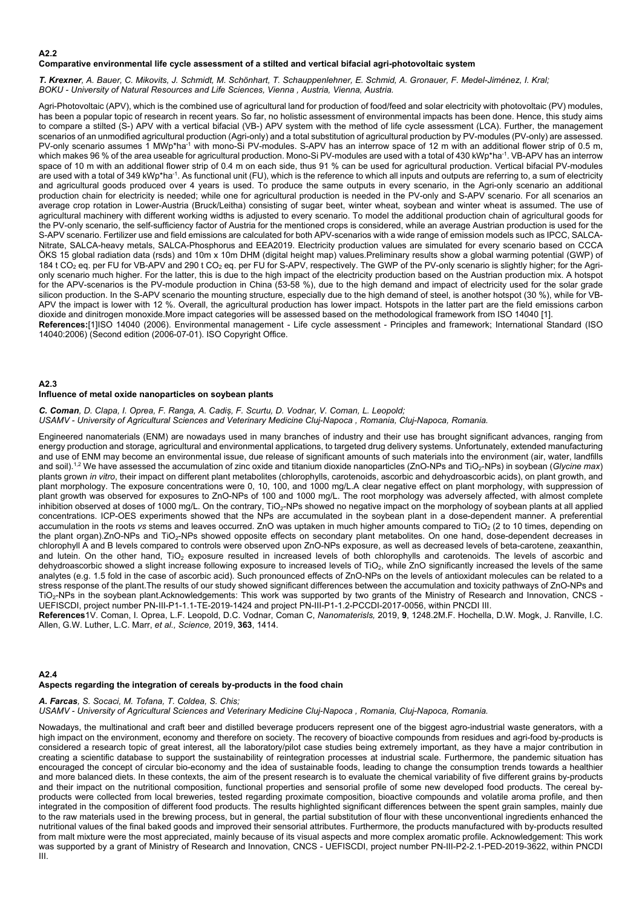**A2.2**

**Comparative environmental life cycle assessment of a stilted and vertical bifacial agri-photovoltaic system**

***T. Krexner**, A. Bauer, C. Mikovits, J. Schmidt, M. Schönhart, T. Schauppenlehner, E. Schmid, A. Gronauer, F. Medel-Jiménez, I. Kral;*
*BOKU - University of Natural Resources and Life Sciences, Vienna , Austria, Vienna, Austria.*

Agri-Photovoltaic (APV), which is the combined use of agricultural land for production of food/feed and solar electricity with photovoltaic (PV) modules, has been a popular topic of research in recent years. So far, no holistic assessment of environmental impacts has been done. Hence, this study aims to compare a stilted (S-) APV with a vertical bifacial (VB-) APV system with the method of life cycle assessment (LCA). Further, the management scenarios of an unmodified agricultural production (Agri-only) and a total substitution of agricultural production by PV-modules (PV-only) are assessed. PV-only scenario assumes 1 MWp*ha$^{-1}$ with mono-Si PV-modules. S-APV has an interrow space of 12 m with an additional flower strip of 0.5 m, which makes 96 % of the area useable for agricultural production. Mono-Si PV-modules are used with a total of 430 kWp*ha$^{-1}$. VB-APV has an interrow space of 10 m with an additional flower strip of 0.4 m on each side, thus 91 % can be used for agricultural production. Vertical bifacial PV-modules are used with a total of 349 kWp*ha$^{-1}$. As functional unit (FU), which is the reference to which all inputs and outputs are referring to, a sum of electricity and agricultural goods produced over 4 years is used. To produce the same outputs in every scenario, in the Agri-only scenario an additional production chain for electricity is needed; while one for agricultural production is needed in the PV-only and S-APV scenario. For all scenarios an average crop rotation in Lower-Austria (Bruck/Leitha) consisting of sugar beet, winter wheat, soybean and winter wheat is assumed. The use of agricultural machinery with different working widths is adjusted to every scenario. To model the additional production chain of agricultural goods for the PV-only scenario, the self-sufficiency factor of Austria for the mentioned crops is considered, while an average Austrian production is used for the S-APV scenario. Fertilizer use and field emissions are calculated for both APV-scenarios with a wide range of emission models such as IPCC, SALCA-Nitrate, SALCA-heavy metals, SALCA-Phosphorus and EEA2019. Electricity production values are simulated for every scenario based on CCCA ÖKS 15 global radiation data (rsds) and 10m x 10m DHM (digital height map) values.Preliminary results show a global warming potential (GWP) of 184 t $CO_2$ eq. per FU for VB-APV and 290 t $CO_2$ eq. per FU for S-APV, respectively. The GWP of the PV-only scenario is slightly higher; for the Agri-only scenario much higher. For the latter, this is due to the high impact of the electricity production based on the Austrian production mix. A hotspot for the APV-scenarios is the PV-module production in China (53-58 %), due to the high demand and impact of electricity used for the solar grade silicon production. In the S-APV scenario the mounting structure, especially due to the high demand of steel, is another hotspot (30 %), while for VB-APV the impact is lower with 12 %. Overall, the agricultural production has lower impact. Hotspots in the latter part are the field emissions carbon dioxide and dinitrogen monoxide.More impact categories will be assessed based on the methodological framework from ISO 14040 [1].

**References:**[1]ISO 14040 (2006). Environmental management - Life cycle assessment - Principles and framework; International Standard (ISO 14040:2006) (Second edition (2006-07-01). ISO Copyright Office.

**A2.3**

**Influence of metal oxide nanoparticles on soybean plants**

***C. Coman**, D. Clapa, I. Oprea, F. Ranga, A. Cadiș, F. Scurtu, D. Vodnar, V. Coman, L. Leopold;*
*USAMV - University of Agricultural Sciences and Veterinary Medicine Cluj-Napoca , Romania, Cluj-Napoca, Romania.*

Engineered nanomaterials (ENM) are nowadays used in many branches of industry and their use has brought significant advances, ranging from energy production and storage, agricultural and environmental applications, to targeted drug delivery systems. Unfortunately, extended manufacturing and use of ENM may become an environmental issue, due release of significant amounts of such materials into the environment (air, water, landfills and soil).[1,2] We have assessed the accumulation of zinc oxide and titanium dioxide nanoparticles (ZnO-NPs and $TiO_2$-NPs) in soybean (*Glycine max*) plants grown *in vitro*, their impact on different plant metabolites (chlorophylls, carotenoids, ascorbic and dehydroascorbic acids), on plant growth, and plant morphology. The exposure concentrations were 0, 10, 100, and 1000 mg/L.A clear negative effect on plant morphology, with suppression of plant growth was observed for exposures to ZnO-NPs of 100 and 1000 mg/L. The root morphology was adversely affected, with almost complete inhibition observed at doses of 1000 mg/L. On the contrary, $TiO_2$-NPs showed no negative impact on the morphology of soybean plants at all applied concentrations. ICP-OES experiments showed that the NPs are accumulated in the soybean plant in a dose-dependent manner. A preferential accumulation in the roots *vs* stems and leaves occurred. ZnO was uptaken in much higher amounts compared to $TiO_2$ (2 to 10 times, depending on the plant organ).ZnO-NPs and $TiO_2$-NPs showed opposite effects on secondary plant metabolites. On one hand, dose-dependent decreases in chlorophyll A and B levels compared to controls were observed upon ZnO-NPs exposure, as well as decreased levels of beta-carotene, zeaxanthin, and lutein. On the other hand, $TiO_2$ exposure resulted in increased levels of both chlorophylls and carotenoids. The levels of ascorbic and dehydroascorbic showed a slight increase following exposure to increased levels of $TiO_2$, while ZnO significantly increased the levels of the same analytes (e.g. 1.5 fold in the case of ascorbic acid). Such pronounced effects of ZnO-NPs on the levels of antioxidant molecules can be related to a stress response of the plant.The results of our study showed significant differences between the accumulation and toxicity pathways of ZnO-NPs and $TiO_2$-NPs in the soybean plant.Acknowledgements: This work was supported by two grants of the Ministry of Research and Innovation, CNCS - UEFISCDI, project number PN-III-P1-1.1-TE-2019-1424 and project PN-III-P1-1.2-PCCDI-2017-0056, within PNCDI III.

**References**1V. Coman, I. Oprea, L.F. Leopold, D.C. Vodnar, Coman C, *Nanomaterisls,* 2019, **9**, 1248.2M.F. Hochella, D.W. Mogk, J. Ranville, I.C. Allen, G.W. Luther, L.C. Marr, *et al., Science,* 2019, **363**, 1414.

**A2.4**

**Aspects regarding the integration of cereals by-products in the food chain**

***A. Farcas**, S. Socaci, M. Tofana, T. Coldea, S. Chis;*
*USAMV - University of Agricultural Sciences and Veterinary Medicine Cluj-Napoca , Romania, Cluj-Napoca, Romania.*

Nowadays, the multinational and craft beer and distilled beverage producers represent one of the biggest agro-industrial waste generators, with a high impact on the environment, economy and therefore on society. The recovery of bioactive compounds from residues and agri-food by-products is considered a research topic of great interest, all the laboratory/pilot case studies being extremely important, as they have a major contribution in creating a scientific database to support the sustainability of reintegration processes at industrial scale. Furthermore, the pandemic situation has encouraged the concept of circular bio-economy and the idea of sustainable foods, leading to change the consumption trends towards a healthier and more balanced diets. In these contexts, the aim of the present research is to evaluate the chemical variability of five different grains by-products and their impact on the nutritional composition, functional properties and sensorial profile of some new developed food products. The cereal by-products were collected from local breweries, tested regarding proximate composition, bioactive compounds and volatile aroma profile, and then integrated in the composition of different food products. The results highlighted significant differences between the spent grain samples, mainly due to the raw materials used in the brewing process, but in general, the partial substitution of flour with these unconventional ingredients enhanced the nutritional values of the final baked goods and improved their sensorial attributes. Furthermore, the products manufactured with by-products resulted from malt mixture were the most appreciated, mainly because of its visual aspects and more complex aromatic profile. Acknowledgement: This work was supported by a grant of Ministry of Research and Innovation, CNCS - UEFISCDI, project number PN-III-P2-2.1-PED-2019-3622, within PNCDI III.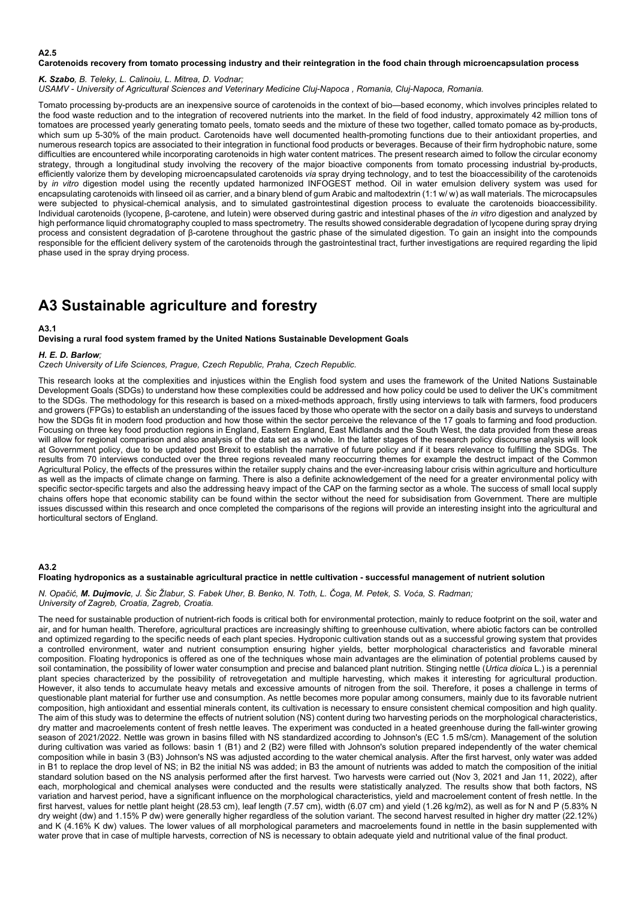**A2.5**

**Carotenoids recovery from tomato processing industry and their reintegration in the food chain through microencapsulation process**

***K. Szabo**, B. Teleky, L. Calinoiu, L. Mitrea, D. Vodnar;*

*USAMV - University of Agricultural Sciences and Veterinary Medicine Cluj-Napoca , Romania, Cluj-Napoca, Romania.*

Tomato processing by-products are an inexpensive source of carotenoids in the context of bio—based economy, which involves principles related to the food waste reduction and to the integration of recovered nutrients into the market. In the field of food industry, approximately 42 million tons of tomatoes are processed yearly generating tomato peels, tomato seeds and the mixture of these two together, called tomato pomace as by-products, which sum up 5-30% of the main product. Carotenoids have well documented health-promoting functions due to their antioxidant properties, and numerous research topics are associated to their integration in functional food products or beverages. Because of their firm hydrophobic nature, some difficulties are encountered while incorporating carotenoids in high water content matrices. The present research aimed to follow the circular economy strategy, through a longitudinal study involving the recovery of the major bioactive components from tomato processing industrial by-products, efficiently valorize them by developing microencapsulated carotenoids *via* spray drying technology, and to test the bioaccessibility of the carotenoids by *in vitro* digestion model using the recently updated harmonized INFOGEST method. Oil in water emulsion delivery system was used for encapsulating carotenoids with linseed oil as carrier, and a binary blend of gum Arabic and maltodextrin (1:1 w/ w) as wall materials. The microcapsules were subjected to physical-chemical analysis, and to simulated gastrointestinal digestion process to evaluate the carotenoids bioaccessibility. Individual carotenoids (lycopene, β-carotene, and lutein) were observed during gastric and intestinal phases of the *in vitro* digestion and analyzed by high performance liquid chromatography coupled to mass spectrometry. The results showed considerable degradation of lycopene during spray drying process and consistent degradation of β-carotene throughout the gastric phase of the simulated digestion. To gain an insight into the compounds responsible for the efficient delivery system of the carotenoids through the gastrointestinal tract, further investigations are required regarding the lipid phase used in the spray drying process.

# A3 Sustainable agriculture and forestry

**A3.1**

**Devising a rural food system framed by the United Nations Sustainable Development Goals**

***H. E. D. Barlow**;*

*Czech University of Life Sciences, Prague, Czech Republic, Praha, Czech Republic.*

This research looks at the complexities and injustices within the English food system and uses the framework of the United Nations Sustainable Development Goals (SDGs) to understand how these complexities could be addressed and how policy could be used to deliver the UK's commitment to the SDGs. The methodology for this research is based on a mixed-methods approach, firstly using interviews to talk with farmers, food producers and growers (FPGs) to establish an understanding of the issues faced by those who operate with the sector on a daily basis and surveys to understand how the SDGs fit in modern food production and how those within the sector perceive the relevance of the 17 goals to farming and food production. Focusing on three key food production regions in England, Eastern England, East Midlands and the South West, the data provided from these areas will allow for regional comparison and also analysis of the data set as a whole. In the latter stages of the research policy discourse analysis will look at Government policy, due to be updated post Brexit to establish the narrative of future policy and if it bears relevance to fulfilling the SDGs. The results from 70 interviews conducted over the three regions revealed many reoccurring themes for example the destruct impact of the Common Agricultural Policy, the effects of the pressures within the retailer supply chains and the ever-increasing labour crisis within agriculture and horticulture as well as the impacts of climate change on farming. There is also a definite acknowledgement of the need for a greater environmental policy with specific sector-specific targets and also the addressing heavy impact of the CAP on the farming sector as a whole. The success of small local supply chains offers hope that economic stability can be found within the sector without the need for subsidisation from Government. There are multiple issues discussed within this research and once completed the comparisons of the regions will provide an interesting insight into the agricultural and horticultural sectors of England.

**A3.2**

**Floating hydroponics as a sustainable agricultural practice in nettle cultivation - successful management of nutrient solution**

*N. Opačić, **M. Dujmovic**, J. Šic Žlabur, S. Fabek Uher, B. Benko, N. Toth, L. Čoga, M. Petek, S. Voća, S. Radman;*

*University of Zagreb, Croatia, Zagreb, Croatia.*

The need for sustainable production of nutrient-rich foods is critical both for environmental protection, mainly to reduce footprint on the soil, water and air, and for human health. Therefore, agricultural practices are increasingly shifting to greenhouse cultivation, where abiotic factors can be controlled and optimized regarding to the specific needs of each plant species. Hydroponic cultivation stands out as a successful growing system that provides a controlled environment, water and nutrient consumption ensuring higher yields, better morphological characteristics and favorable mineral composition. Floating hydroponics is offered as one of the techniques whose main advantages are the elimination of potential problems caused by soil contamination, the possibility of lower water consumption and precise and balanced plant nutrition. Stinging nettle (*Urtica dioica* L.) is a perennial plant species characterized by the possibility of retrovegetation and multiple harvesting, which makes it interesting for agricultural production. However, it also tends to accumulate heavy metals and excessive amounts of nitrogen from the soil. Therefore, it poses a challenge in terms of questionable plant material for further use and consumption. As nettle becomes more popular among consumers, mainly due to its favorable nutrient composition, high antioxidant and essential minerals content, its cultivation is necessary to ensure consistent chemical composition and high quality. The aim of this study was to determine the effects of nutrient solution (NS) content during two harvesting periods on the morphological characteristics, dry matter and macroelements content of fresh nettle leaves. The experiment was conducted in a heated greenhouse during the fall-winter growing season of 2021/2022. Nettle was grown in basins filled with NS standardized according to Johnson's (EC 1.5 mS/cm). Management of the solution during cultivation was varied as follows: basin 1 (B1) and 2 (B2) were filled with Johnson's solution prepared independently of the water chemical composition while in basin 3 (B3) Johnson's NS was adjusted according to the water chemical analysis. After the first harvest, only water was added in B1 to replace the drop level of NS; in B2 the initial NS was added; in B3 the amount of nutrients was added to match the composition of the initial standard solution based on the NS analysis performed after the first harvest. Two harvests were carried out (Nov 3, 2021 and Jan 11, 2022), after each, morphological and chemical analyses were conducted and the results were statistically analyzed. The results show that both factors, NS variation and harvest period, have a significant influence on the morphological characteristics, yield and macroelement content of fresh nettle. In the first harvest, values for nettle plant height (28.53 cm), leaf length (7.57 cm), width (6.07 cm) and yield (1.26 kg/m2), as well as for N and P (5.83% N dry weight (dw) and 1.15% P dw) were generally higher regardless of the solution variant. The second harvest resulted in higher dry matter (22.12%) and K (4.16% K dw) values. The lower values of all morphological parameters and macroelements found in nettle in the basin supplemented with water prove that in case of multiple harvests, correction of NS is necessary to obtain adequate yield and nutritional value of the final product.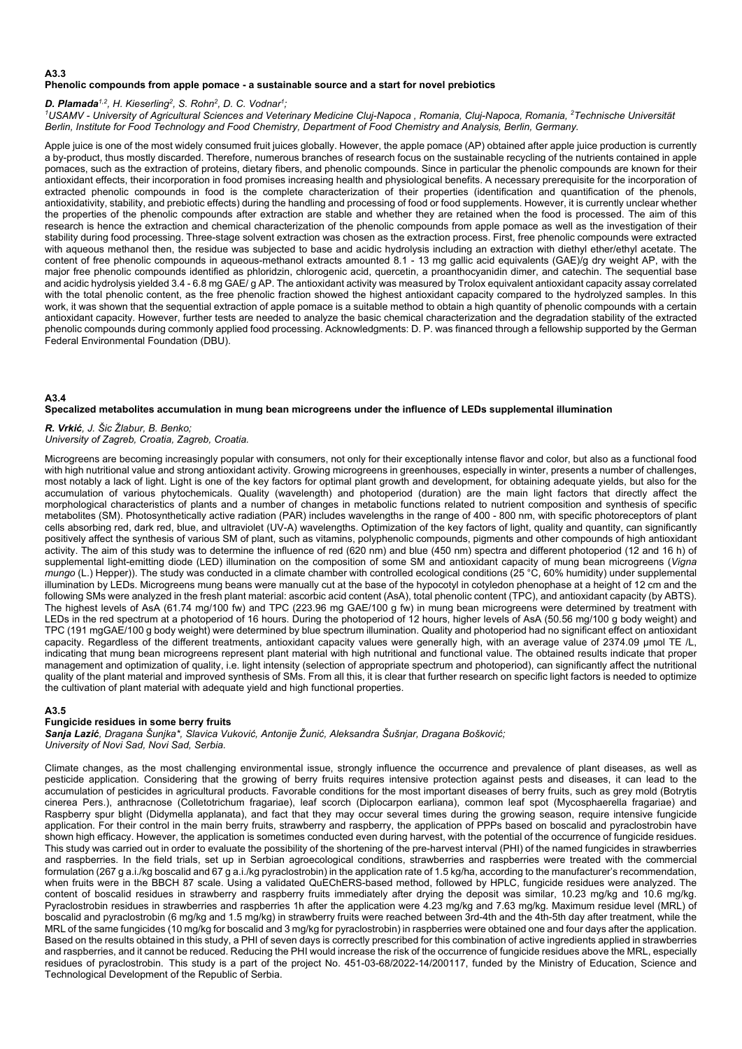## A3.3

### Phenolic compounds from apple pomace - a sustainable source and a start for novel prebiotics

***D. Plamada***[1,2], *H. Kieserling*[2], *S. Rohn*[2], *D. C. Vodnar*[1];

[1]*USAMV - University of Agricultural Sciences and Veterinary Medicine Cluj-Napoca , Romania, Cluj-Napoca, Romania,* [2]*Technische Universität Berlin, Institute for Food Technology and Food Chemistry, Department of Food Chemistry and Analysis, Berlin, Germany.*

Apple juice is one of the most widely consumed fruit juices globally. However, the apple pomace (AP) obtained after apple juice production is currently a by-product, thus mostly discarded. Therefore, numerous branches of research focus on the sustainable recycling of the nutrients contained in apple pomaces, such as the extraction of proteins, dietary fibers, and phenolic compounds. Since in particular the phenolic compounds are known for their antioxidant effects, their incorporation in food promises increasing health and physiological benefits. A necessary prerequisite for the incorporation of extracted phenolic compounds in food is the complete characterization of their properties (identification and quantification of the phenols, antioxidativity, stability, and prebiotic effects) during the handling and processing of food or food supplements. However, it is currently unclear whether the properties of the phenolic compounds after extraction are stable and whether they are retained when the food is processed. The aim of this research is hence the extraction and chemical characterization of the phenolic compounds from apple pomace as well as the investigation of their stability during food processing. Three-stage solvent extraction was chosen as the extraction process. First, free phenolic compounds were extracted with aqueous methanol then, the residue was subjected to base and acidic hydrolysis including an extraction with diethyl ether/ethyl acetate. The content of free phenolic compounds in aqueous-methanol extracts amounted 8.1 - 13 mg gallic acid equivalents (GAE)/g dry weight AP, with the major free phenolic compounds identified as phloridzin, chlorogenic acid, quercetin, a proanthocyanidin dimer, and catechin. The sequential base and acidic hydrolysis yielded 3.4 - 6.8 mg GAE/ g AP. The antioxidant activity was measured by Trolox equivalent antioxidant capacity assay correlated with the total phenolic content, as the free phenolic fraction showed the highest antioxidant capacity compared to the hydrolyzed samples. In this work, it was shown that the sequential extraction of apple pomace is a suitable method to obtain a high quantity of phenolic compounds with a certain antioxidant capacity. However, further tests are needed to analyze the basic chemical characterization and the degradation stability of the extracted phenolic compounds during commonly applied food processing. Acknowledgments: D. P. was financed through a fellowship supported by the German Federal Environmental Foundation (DBU).

## A3.4

### Specalized metabolites accumulation in mung bean microgreens under the influence of LEDs supplemental illumination

***R. Vrkić***, *J. Šic Žlabur, B. Benko;*

*University of Zagreb, Croatia, Zagreb, Croatia.*

Microgreens are becoming increasingly popular with consumers, not only for their exceptionally intense flavor and color, but also as a functional food with high nutritional value and strong antioxidant activity. Growing microgreens in greenhouses, especially in winter, presents a number of challenges, most notably a lack of light. Light is one of the key factors for optimal plant growth and development, for obtaining adequate yields, but also for the accumulation of various phytochemicals. Quality (wavelength) and photoperiod (duration) are the main light factors that directly affect the morphological characteristics of plants and a number of changes in metabolic functions related to nutrient composition and synthesis of specific metabolites (SM). Photosynthetically active radiation (PAR) includes wavelengths in the range of 400 - 800 nm, with specific photoreceptors of plant cells absorbing red, dark red, blue, and ultraviolet (UV-A) wavelengths. Optimization of the key factors of light, quality and quantity, can significantly positively affect the synthesis of various SM of plant, such as vitamins, polyphenolic compounds, pigments and other compounds of high antioxidant activity. The aim of this study was to determine the influence of red (620 nm) and blue (450 nm) spectra and different photoperiod (12 and 16 h) of supplemental light-emitting diode (LED) illumination on the composition of some SM and antioxidant capacity of mung bean microgreens (*Vigna mungo* (L.) Hepper)). The study was conducted in a climate chamber with controlled ecological conditions (25 °C, 60% humidity) under supplemental illumination by LEDs. Microgreens mung beans were manually cut at the base of the hypocotyl in cotyledon phenophase at a height of 12 cm and the following SMs were analyzed in the fresh plant material: ascorbic acid content (AsA), total phenolic content (TPC), and antioxidant capacity (by ABTS). The highest levels of AsA (61.74 mg/100 fw) and TPC (223.96 mg GAE/100 g fw) in mung bean microgreens were determined by treatment with LEDs in the red spectrum at a photoperiod of 16 hours. During the photoperiod of 12 hours, higher levels of AsA (50.56 mg/100 g body weight) and TPC (191 mgGAE/100 g body weight) were determined by blue spectrum illumination. Quality and photoperiod had no significant effect on antioxidant capacity. Regardless of the different treatments, antioxidant capacity values were generally high, with an average value of 2374.09 µmol TE /L, indicating that mung bean microgreens represent plant material with high nutritional and functional value. The obtained results indicate that proper management and optimization of quality, i.e. light intensity (selection of appropriate spectrum and photoperiod), can significantly affect the nutritional quality of the plant material and improved synthesis of SMs. From all this, it is clear that further research on specific light factors is needed to optimize the cultivation of plant material with adequate yield and high functional properties.

## A3.5

### Fungicide residues in some berry fruits

***Sanja Lazić**, Dragana Šunjka\*, Slavica Vuković, Antonije Žunić, Aleksandra Šušnjar, Dragana Bošković;*

*University of Novi Sad, Novi Sad, Serbia.*

Climate changes, as the most challenging environmental issue, strongly influence the occurrence and prevalence of plant diseases, as well as pesticide application. Considering that the growing of berry fruits requires intensive protection against pests and diseases, it can lead to the accumulation of pesticides in agricultural products. Favorable conditions for the most important diseases of berry fruits, such as grey mold (Botrytis cinerea Pers.), anthracnose (Colletotrichum fragariae), leaf scorch (Diplocarpon earliana), common leaf spot (Mycosphaerella fragariae) and Raspberry spur blight (Didymella applanata), and fact that they may occur several times during the growing season, require intensive fungicide application. For their control in the main berry fruits, strawberry and raspberry, the application of PPPs based on boscalid and pyraclostrobin have shown high efficacy. However, the application is sometimes conducted even during harvest, with the potential of the occurrence of fungicide residues. This study was carried out in order to evaluate the possibility of the shortening of the pre-harvest interval (PHI) of the named fungicides in strawberries and raspberries. In the field trials, set up in Serbian agroecological conditions, strawberries and raspberries were treated with the commercial formulation (267 g a.i./kg boscalid and 67 g a.i./kg pyraclostrobin) in the application rate of 1.5 kg/ha, according to the manufacturer's recommendation, when fruits were in the BBCH 87 scale. Using a validated QuEChERS-based method, followed by HPLC, fungicide residues were analyzed. The content of boscalid residues in strawberry and raspberry fruits immediately after drying the deposit was similar, 10.23 mg/kg and 10.6 mg/kg. Pyraclostrobin residues in strawberries and raspberries 1h after the application were 4.23 mg/kg and 7.63 mg/kg. Maximum residue level (MRL) of boscalid and pyraclostrobin (6 mg/kg and 1.5 mg/kg) in strawberry fruits were reached between 3rd-4th and the 4th-5th day after treatment, while the MRL of the same fungicides (10 mg/kg for boscalid and 3 mg/kg for pyraclostrobin) in raspberries were obtained one and four days after the application. Based on the results obtained in this study, a PHI of seven days is correctly prescribed for this combination of active ingredients applied in strawberries and raspberries, and it cannot be reduced. Reducing the PHI would increase the risk of the occurrence of fungicide residues above the MRL, especially residues of pyraclostrobin. This study is a part of the project No. 451-03-68/2022-14/200117, funded by the Ministry of Education, Science and Technological Development of the Republic of Serbia.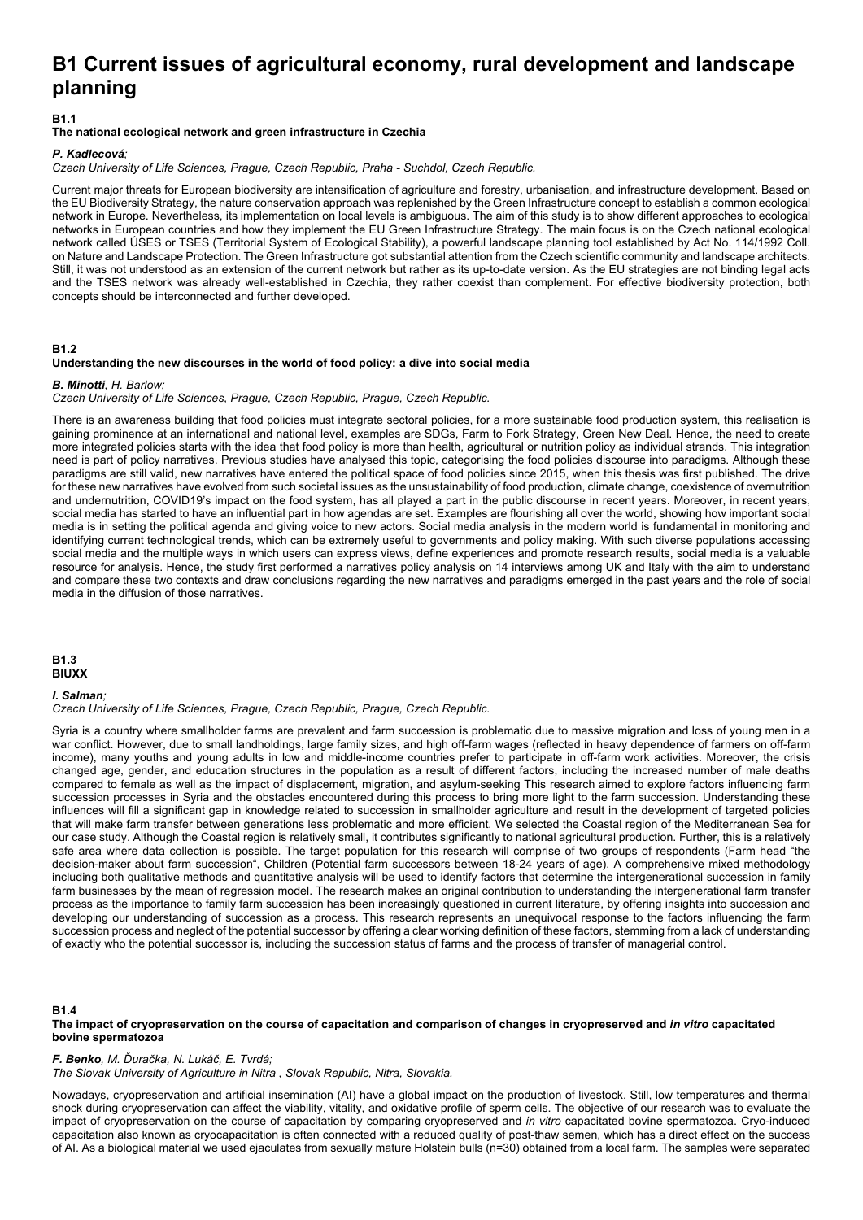# B1 Current issues of agricultural economy, rural development and landscape planning

**B1.1**

**The national ecological network and green infrastructure in Czechia**

***P. Kadlecová;***

*Czech University of Life Sciences, Prague, Czech Republic, Praha - Suchdol, Czech Republic.*

Current major threats for European biodiversity are intensification of agriculture and forestry, urbanisation, and infrastructure development. Based on the EU Biodiversity Strategy, the nature conservation approach was replenished by the Green Infrastructure concept to establish a common ecological network in Europe. Nevertheless, its implementation on local levels is ambiguous. The aim of this study is to show different approaches to ecological networks in European countries and how they implement the EU Green Infrastructure Strategy. The main focus is on the Czech national ecological network called ÚSES or TSES (Territorial System of Ecological Stability), a powerful landscape planning tool established by Act No. 114/1992 Coll. on Nature and Landscape Protection. The Green Infrastructure got substantial attention from the Czech scientific community and landscape architects. Still, it was not understood as an extension of the current network but rather as its up-to-date version. As the EU strategies are not binding legal acts and the TSES network was already well-established in Czechia, they rather coexist than complement. For effective biodiversity protection, both concepts should be interconnected and further developed.

**B1.2**

**Understanding the new discourses in the world of food policy: a dive into social media**

***B. Minotti**, H. Barlow;*

*Czech University of Life Sciences, Prague, Czech Republic, Prague, Czech Republic.*

There is an awareness building that food policies must integrate sectoral policies, for a more sustainable food production system, this realisation is gaining prominence at an international and national level, examples are SDGs, Farm to Fork Strategy, Green New Deal. Hence, the need to create more integrated policies starts with the idea that food policy is more than health, agricultural or nutrition policy as individual strands. This integration need is part of policy narratives. Previous studies have analysed this topic, categorising the food policies discourse into paradigms. Although these paradigms are still valid, new narratives have entered the political space of food policies since 2015, when this thesis was first published. The drive for these new narratives have evolved from such societal issues as the unsustainability of food production, climate change, coexistence of overnutrition and undernutrition, COVID19's impact on the food system, has all played a part in the public discourse in recent years. Moreover, in recent years, social media has started to have an influential part in how agendas are set. Examples are flourishing all over the world, showing how important social media is in setting the political agenda and giving voice to new actors. Social media analysis in the modern world is fundamental in monitoring and identifying current technological trends, which can be extremely useful to governments and policy making. With such diverse populations accessing social media and the multiple ways in which users can express views, define experiences and promote research results, social media is a valuable resource for analysis. Hence, the study first performed a narratives policy analysis on 14 interviews among UK and Italy with the aim to understand and compare these two contexts and draw conclusions regarding the new narratives and paradigms emerged in the past years and the role of social media in the diffusion of those narratives.

**B1.3**

**BIUXX**

***I. Salman;***

*Czech University of Life Sciences, Prague, Czech Republic, Prague, Czech Republic.*

Syria is a country where smallholder farms are prevalent and farm succession is problematic due to massive migration and loss of young men in a war conflict. However, due to small landholdings, large family sizes, and high off-farm wages (reflected in heavy dependence of farmers on off-farm income), many youths and young adults in low and middle-income countries prefer to participate in off-farm work activities. Moreover, the crisis changed age, gender, and education structures in the population as a result of different factors, including the increased number of male deaths compared to female as well as the impact of displacement, migration, and asylum-seeking This research aimed to explore factors influencing farm succession processes in Syria and the obstacles encountered during this process to bring more light to the farm succession. Understanding these influences will fill a significant gap in knowledge related to succession in smallholder agriculture and result in the development of targeted policies that will make farm transfer between generations less problematic and more efficient. We selected the Coastal region of the Mediterranean Sea for our case study. Although the Coastal region is relatively small, it contributes significantly to national agricultural production. Further, this is a relatively safe area where data collection is possible. The target population for this research will comprise of two groups of respondents (Farm head "the decision-maker about farm succession", Children (Potential farm successors between 18-24 years of age). A comprehensive mixed methodology including both qualitative methods and quantitative analysis will be used to identify factors that determine the intergenerational succession in family farm businesses by the mean of regression model. The research makes an original contribution to understanding the intergenerational farm transfer process as the importance to family farm succession has been increasingly questioned in current literature, by offering insights into succession and developing our understanding of succession as a process. This research represents an unequivocal response to the factors influencing the farm succession process and neglect of the potential successor by offering a clear working definition of these factors, stemming from a lack of understanding of exactly who the potential successor is, including the succession status of farms and the process of transfer of managerial control.

**B1.4**

**The impact of cryopreservation on the course of capacitation and comparison of changes in cryopreserved and *in vitro* capacitated bovine spermatozoa**

***F. Benko**, M. Ďuračka, N. Lukáč, E. Tvrdá;*

*The Slovak University of Agriculture in Nitra , Slovak Republic, Nitra, Slovakia.*

Nowadays, cryopreservation and artificial insemination (AI) have a global impact on the production of livestock. Still, low temperatures and thermal shock during cryopreservation can affect the viability, vitality, and oxidative profile of sperm cells. The objective of our research was to evaluate the impact of cryopreservation on the course of capacitation by comparing cryopreserved and *in vitro* capacitated bovine spermatozoa. Cryo-induced capacitation also known as cryocapacitation is often connected with a reduced quality of post-thaw semen, which has a direct effect on the success of AI. As a biological material we used ejaculates from sexually mature Holstein bulls (n=30) obtained from a local farm. The samples were separated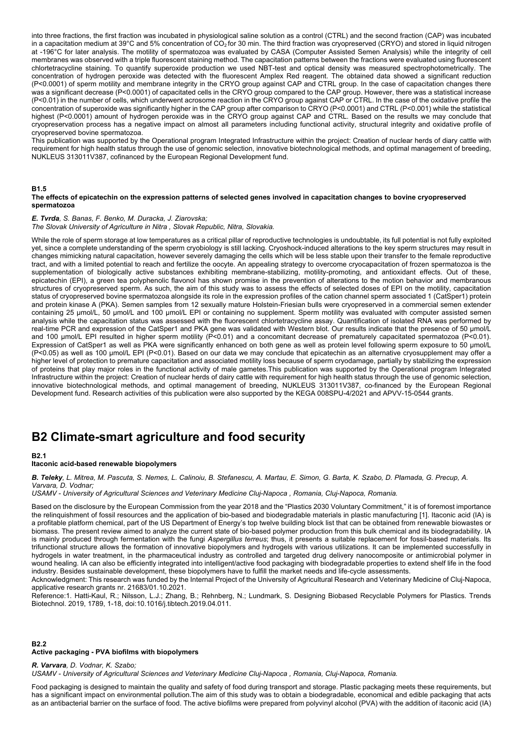into three fractions, the first fraction was incubated in physiological saline solution as a control (CTRL) and the second fraction (CAP) was incubated in a capacitation medium at 39°C and 5% concentration of $CO_2$ for 30 min. The third fraction was cryopreserved (CRYO) and stored in liquid nitrogen at -196°C for later analysis. The motility of spermatozoa was evaluated by CASA (Computer Assisted Semen Analysis) while the integrity of cell membranes was observed with a triple fluorescent staining method. The capacitation patterns between the fractions were evaluated using fluorescent chlortetracycline staining. To quantify superoxide production we used NBT-test and optical density was measured spectrophotometrically. The concentration of hydrogen peroxide was detected with the fluorescent Amplex Red reagent. The obtained data showed a significant reduction ($P<0.0001$) of sperm motility and membrane integrity in the CRYO group against CAP and CTRL group. In the case of capacitation changes there was a significant decrease ($P<0.0001$) of capacitated cells in the CRYO group compared to the CAP group. However, there was a statistical increase ($P<0.01$) in the number of cells, which underwent acrosome reaction in the CRYO group against CAP or CTRL. In the case of the oxidative profile the concentration of superoxide was significantly higher in the CAP group after comparison to CRYO ($P<0.0001$) and CTRL ($P<0.001$) while the statistical highest ($P<0.0001$) amount of hydrogen peroxide was in the CRYO group against CAP and CTRL. Based on the results we may conclude that cryopreservation process has a negative impact on almost all parameters including functional activity, structural integrity and oxidative profile of cryopreserved bovine spermatozoa.

This publication was supported by the Operational program Integrated Infrastructure within the project: Creation of nuclear herds of diary cattle with requirement for high health status through the use of genomic selection, innovative biotechnological methods, and optimal management of breeding, NUKLEUS 313011V387, cofinanced by the European Regional Development fund.

**B1.5**

**The effects of epicatechin on the expression patterns of selected genes involved in capacitation changes to bovine cryopreserved spermatozoa**

***E. Tvrda**, S. Banas, F. Benko, M. Duracka, J. Ziarovska;*
*The Slovak University of Agriculture in Nitra , Slovak Republic, Nitra, Slovakia.*

While the role of sperm storage at low temperatures as a critical pillar of reproductive technologies is undoubtable, its full potential is not fully exploited yet, since a complete understanding of the sperm cryobiology is still lacking. Cryoshock-induced alterations to the key sperm structures may result in changes mimicking natural capacitation, however severely damaging the cells which will be less stable upon their transfer to the female reproductive tract, and with a limited potential to reach and fertilize the oocyte. An appealing strategy to overcome cryocapacitation of frozen spermatozoa is the supplementation of biologically active substances exhibiting membrane-stabilizing, motility-promoting, and antioxidant effects. Out of these, epicatechin (EPI), a green tea polyphenolic flavonol has shown promise in the prevention of alterations to the motion behavior and membranous structures of cryopreserved sperm. As such, the aim of this study was to assess the effects of selected doses of EPI on the motility, capacitation status of cryopreserved bovine spermatozoa alongside its role in the expression profiles of the cation channel sperm associated 1 (CatSper1) protein and protein kinase A (PKA). Semen samples from 12 sexually mature Holstein-Friesian bulls were cryopreserved in a commercial semen extender containing 25 µmol/L, 50 µmol/L and 100 µmol/L EPI or containing no supplement. Sperm motility was evaluated with computer assisted semen analysis while the capacitation status was assessed with the fluorescent chlortetracycline assay. Quantification of isolated RNA was performed by real-time PCR and expression of the CatSper1 and PKA gene was validated with Western blot. Our results indicate that the presence of 50 µmol/L and 100 µmol/L EPI resulted in higher sperm motility ($P<0.01$) and a concomitant decrease of prematurely capacitated spermatozoa ($P<0.01$). Expression of CatSper1 as well as PKA were significantly enhanced on both gene as well as protein level following sperm exposure to 50 µmol/L ($P<0.05$) as well as 100 µmol/L EPI ($P<0.01$). Based on our data we may conclude that epicatechin as an alternative cryosupplement may offer a higher level of protection to premature capacitation and associated motility loss because of sperm cryodamage, partially by stabilizing the expression of proteins that play major roles in the functional activity of male gametes.This publication was supported by the Operational program Integrated Infrastructure within the project: Creation of nuclear herds of dairy cattle with requirement for high health status through the use of genomic selection, innovative biotechnological methods, and optimal management of breeding, NUKLEUS 313011V387, co-financed by the European Regional Development fund. Research activities of this publication were also supported by the KEGA 008SPU-4/2021 and APVV-15-0544 grants.

# B2 Climate-smart agriculture and food security

**B2.1**

**Itaconic acid-based renewable biopolymers**

***B. Teleky**, L. Mitrea, M. Pascuta, S. Nemes, L. Calinoiu, B. Stefanescu, A. Martau, E. Simon, G. Barta, K. Szabo, D. Plamada, G. Precup, A. Varvara, D. Vodnar;*
*USAMV - University of Agricultural Sciences and Veterinary Medicine Cluj-Napoca , Romania, Cluj-Napoca, Romania.*

Based on the disclosure by the European Commission from the year 2018 and the "Plastics 2030 Voluntary Commitment," it is of foremost importance the relinquishment of fossil resources and the application of bio-based and biodegradable materials in plastic manufacturing [1]. Itaconic acid (IA) is a profitable platform chemical, part of the US Department of Energy's top twelve building block list that can be obtained from renewable biowastes or biomass. The present review aimed to analyze the current state of bio-based polymer production from this bulk chemical and its biodegradability. IA is mainly produced through fermentation with the fungi *Aspergillus terreus*; thus, it presents a suitable replacement for fossil-based materials. Its trifunctional structure allows the formation of innovative biopolymers and hydrogels with various utilizations. It can be implemented successfully in hydrogels in water treatment, in the pharmaceutical industry as controlled and targeted drug delivery nanocomposite or antimicrobial polymer in wound healing. IA can also be efficiently integrated into intelligent/active food packaging with biodegradable properties to extend shelf life in the food industry. Besides sustainable development, these biopolymers have to fulfill the market needs and life-cycle assessments.

Acknowledgment: This research was funded by the Internal Project of the University of Agricultural Research and Veterinary Medicine of Cluj-Napoca, applicative research grants nr. 21683/01.10.2021.

Reference:1. Hatti-Kaul, R.; Nilsson, L.J.; Zhang, B.; Rehnberg, N.; Lundmark, S. Designing Biobased Recyclable Polymers for Plastics. Trends Biotechnol. 2019, 1789, 1-18, doi:10.1016/j.tibtech.2019.04.011.

**B2.2**

**Active packaging - PVA biofilms with biopolymers**

***R. Varvara**, D. Vodnar, K. Szabo;*
*USAMV - University of Agricultural Sciences and Veterinary Medicine Cluj-Napoca , Romania, Cluj-Napoca, Romania.*

Food packaging is designed to maintain the quality and safety of food during transport and storage. Plastic packaging meets these requirements, but has a significant impact on environmental pollution.The aim of this study was to obtain a biodegradable, economical and edible packaging that acts as an antibacterial barrier on the surface of food. The active biofilms were prepared from polyvinyl alcohol (PVA) with the addition of itaconic acid (IA)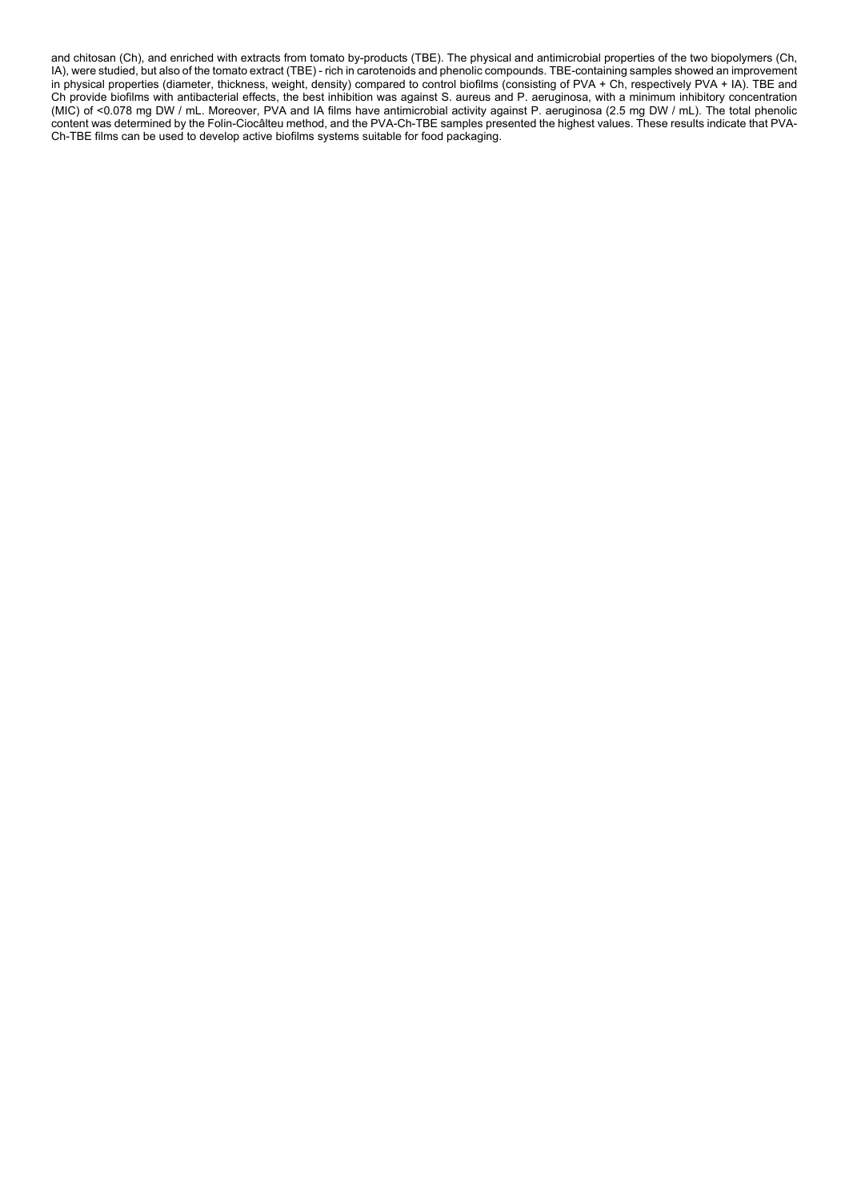and chitosan (Ch), and enriched with extracts from tomato by-products (TBE). The physical and antimicrobial properties of the two biopolymers (Ch, IA), were studied, but also of the tomato extract (TBE) - rich in carotenoids and phenolic compounds. TBE-containing samples showed an improvement in physical properties (diameter, thickness, weight, density) compared to control biofilms (consisting of PVA + Ch, respectively PVA + IA). TBE and Ch provide biofilms with antibacterial effects, the best inhibition was against S. aureus and P. aeruginosa, with a minimum inhibitory concentration (MIC) of <0.078 mg DW / mL. Moreover, PVA and IA films have antimicrobial activity against P. aeruginosa (2.5 mg DW / mL). The total phenolic content was determined by the Folin-Ciocâlteu method, and the PVA-Ch-TBE samples presented the highest values. These results indicate that PVA-Ch-TBE films can be used to develop active biofilms systems suitable for food packaging.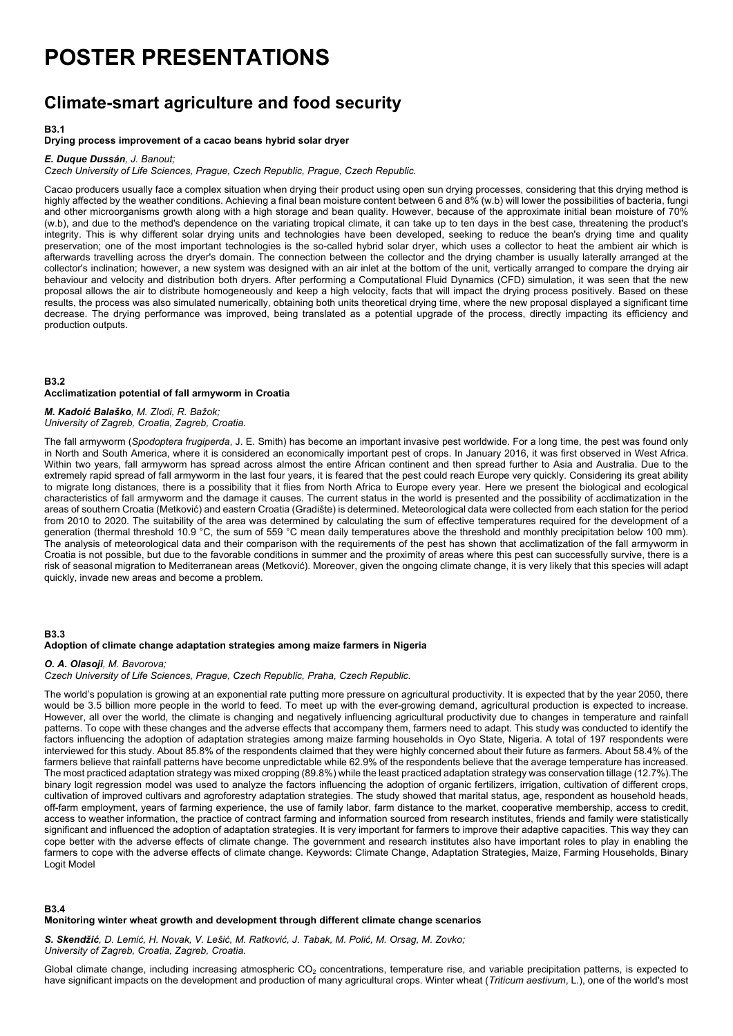# POSTER PRESENTATIONS

## Climate-smart agriculture and food security

**B3.1**

**Drying process improvement of a cacao beans hybrid solar dryer**

***E. Duque Dussán**, J. Banout;*

*Czech University of Life Sciences, Prague, Czech Republic, Prague, Czech Republic.*

Cacao producers usually face a complex situation when drying their product using open sun drying processes, considering that this drying method is highly affected by the weather conditions. Achieving a final bean moisture content between 6 and 8% (w.b) will lower the possibilities of bacteria, fungi and other microorganisms growth along with a high storage and bean quality. However, because of the approximate initial bean moisture of 70% (w.b), and due to the method's dependence on the variating tropical climate, it can take up to ten days in the best case, threatening the product's integrity. This is why different solar drying units and technologies have been developed, seeking to reduce the bean's drying time and quality preservation; one of the most important technologies is the so-called hybrid solar dryer, which uses a collector to heat the ambient air which is afterwards travelling across the dryer's domain. The connection between the collector and the drying chamber is usually laterally arranged at the collector's inclination; however, a new system was designed with an air inlet at the bottom of the unit, vertically arranged to compare the drying air behaviour and velocity and distribution both dryers. After performing a Computational Fluid Dynamics (CFD) simulation, it was seen that the new proposal allows the air to distribute homogeneously and keep a high velocity, facts that will impact the drying process positively. Based on these results, the process was also simulated numerically, obtaining both units theoretical drying time, where the new proposal displayed a significant time decrease. The drying performance was improved, being translated as a potential upgrade of the process, directly impacting its efficiency and production outputs.

**B3.2**

**Acclimatization potential of fall armyworm in Croatia**

***M. Kadoić Balaško**, M. Zlodi, R. Bažok;*
*University of Zagreb, Croatia, Zagreb, Croatia.*

The fall armyworm (*Spodoptera frugiperda*, J. E. Smith) has become an important invasive pest worldwide. For a long time, the pest was found only in North and South America, where it is considered an economically important pest of crops. In January 2016, it was first observed in West Africa. Within two years, fall armyworm has spread across almost the entire African continent and then spread further to Asia and Australia. Due to the extremely rapid spread of fall armyworm in the last four years, it is feared that the pest could reach Europe very quickly. Considering its great ability to migrate long distances, there is a possibility that it flies from North Africa to Europe every year. Here we present the biological and ecological characteristics of fall armyworm and the damage it causes. The current status in the world is presented and the possibility of acclimatization in the areas of southern Croatia (Metković) and eastern Croatia (Gradište) is determined. Meteorological data were collected from each station for the period from 2010 to 2020. The suitability of the area was determined by calculating the sum of effective temperatures required for the development of a generation (thermal threshold 10.9 °C, the sum of 559 °C mean daily temperatures above the threshold and monthly precipitation below 100 mm). The analysis of meteorological data and their comparison with the requirements of the pest has shown that acclimatization of the fall armyworm in Croatia is not possible, but due to the favorable conditions in summer and the proximity of areas where this pest can successfully survive, there is a risk of seasonal migration to Mediterranean areas (Metković). Moreover, given the ongoing climate change, it is very likely that this species will adapt quickly, invade new areas and become a problem.

**B3.3**

**Adoption of climate change adaptation strategies among maize farmers in Nigeria**

***O. A. Olasoji**, M. Bavorova;*

*Czech University of Life Sciences, Prague, Czech Republic, Praha, Czech Republic.*

The world's population is growing at an exponential rate putting more pressure on agricultural productivity. It is expected that by the year 2050, there would be 3.5 billion more people in the world to feed. To meet up with the ever-growing demand, agricultural production is expected to increase. However, all over the world, the climate is changing and negatively influencing agricultural productivity due to changes in temperature and rainfall patterns. To cope with these changes and the adverse effects that accompany them, farmers need to adapt. This study was conducted to identify the factors influencing the adoption of adaptation strategies among maize farming households in Oyo State, Nigeria. A total of 197 respondents were interviewed for this study. About 85.8% of the respondents claimed that they were highly concerned about their future as farmers. About 58.4% of the farmers believe that rainfall patterns have become unpredictable while 62.9% of the respondents believe that the average temperature has increased. The most practiced adaptation strategy was mixed cropping (89.8%) while the least practiced adaptation strategy was conservation tillage (12.7%).The binary logit regression model was used to analyze the factors influencing the adoption of organic fertilizers, irrigation, cultivation of different crops, cultivation of improved cultivars and agroforestry adaptation strategies. The study showed that marital status, age, respondent as household heads, off-farm employment, years of farming experience, the use of family labor, farm distance to the market, cooperative membership, access to credit, access to weather information, the practice of contract farming and information sourced from research institutes, friends and family were statistically significant and influenced the adoption of adaptation strategies. It is very important for farmers to improve their adaptive capacities. This way they can cope better with the adverse effects of climate change. The government and research institutes also have important roles to play in enabling the farmers to cope with the adverse effects of climate change. Keywords: Climate Change, Adaptation Strategies, Maize, Farming Households, Binary Logit Model

**B3.4**

**Monitoring winter wheat growth and development through different climate change scenarios**

***S. Skendžić**, D. Lemić, H. Novak, V. Lešić, M. Ratković, J. Tabak, M. Polić, M. Orsag, M. Zovko;*
*University of Zagreb, Croatia, Zagreb, Croatia.*

Global climate change, including increasing atmospheric $CO_2$ concentrations, temperature rise, and variable precipitation patterns, is expected to have significant impacts on the development and production of many agricultural crops. Winter wheat (*Triticum aestivum*, L.), one of the world's most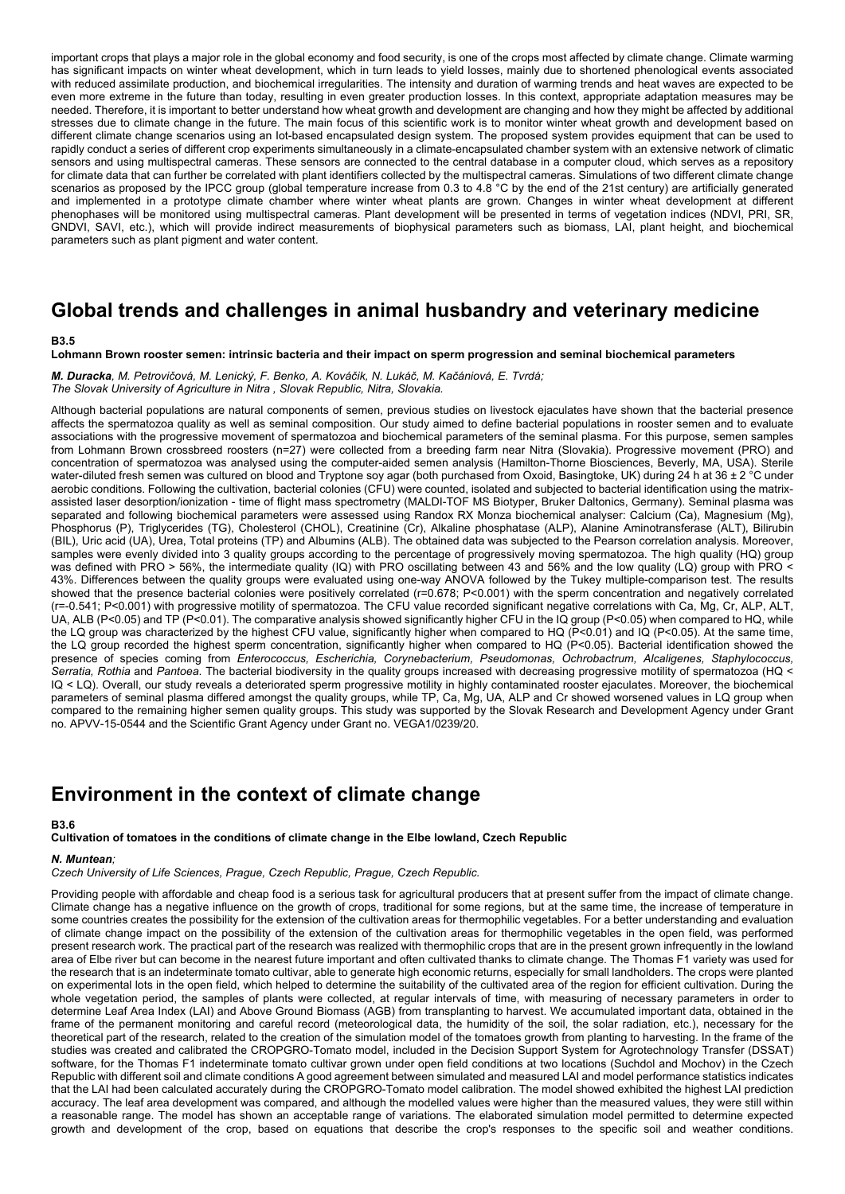important crops that plays a major role in the global economy and food security, is one of the crops most affected by climate change. Climate warming has significant impacts on winter wheat development, which in turn leads to yield losses, mainly due to shortened phenological events associated with reduced assimilate production, and biochemical irregularities. The intensity and duration of warming trends and heat waves are expected to be even more extreme in the future than today, resulting in even greater production losses. In this context, appropriate adaptation measures may be needed. Therefore, it is important to better understand how wheat growth and development are changing and how they might be affected by additional stresses due to climate change in the future. The main focus of this scientific work is to monitor winter wheat growth and development based on different climate change scenarios using an IoT-based encapsulated design system. The proposed system provides equipment that can be used to rapidly conduct a series of different crop experiments simultaneously in a climate-encapsulated chamber system with an extensive network of climatic sensors and using multispectral cameras. These sensors are connected to the central database in a computer cloud, which serves as a repository for climate data that can further be correlated with plant identifiers collected by the multispectral cameras. Simulations of two different climate change scenarios as proposed by the IPCC group (global temperature increase from 0.3 to 4.8 °C by the end of the 21st century) are artificially generated and implemented in a prototype climate chamber where winter wheat plants are grown. Changes in winter wheat development at different phenophases will be monitored using multispectral cameras. Plant development will be presented in terms of vegetation indices (NDVI, PRI, SR, GNDVI, SAVI, etc.), which will provide indirect measurements of biophysical parameters such as biomass, LAI, plant height, and biochemical parameters such as plant pigment and water content.

## Global trends and challenges in animal husbandry and veterinary medicine

**B3.5**

**Lohmann Brown rooster semen: intrinsic bacteria and their impact on sperm progression and seminal biochemical parameters**

***M. Duracka**, M. Petrovičová, M. Lenický, F. Benko, A. Kováčik, N. Lukáč, M. Kačániová, E. Tvrdá;*
*The Slovak University of Agriculture in Nitra , Slovak Republic, Nitra, Slovakia.*

Although bacterial populations are natural components of semen, previous studies on livestock ejaculates have shown that the bacterial presence affects the spermatozoa quality as well as seminal composition. Our study aimed to define bacterial populations in rooster semen and to evaluate associations with the progressive movement of spermatozoa and biochemical parameters of the seminal plasma. For this purpose, semen samples from Lohmann Brown crossbreed roosters (n=27) were collected from a breeding farm near Nitra (Slovakia). Progressive movement (PRO) and concentration of spermatozoa was analysed using the computer-aided semen analysis (Hamilton-Thorne Biosciences, Beverly, MA, USA). Sterile water-diluted fresh semen was cultured on blood and Tryptone soy agar (both purchased from Oxoid, Basingtoke, UK) during 24 h at 36 ± 2 °C under aerobic conditions. Following the cultivation, bacterial colonies (CFU) were counted, isolated and subjected to bacterial identification using the matrix-assisted laser desorption/ionization - time of flight mass spectrometry (MALDI-TOF MS Biotyper, Bruker Daltonics, Germany). Seminal plasma was separated and following biochemical parameters were assessed using Randox RX Monza biochemical analyser: Calcium (Ca), Magnesium (Mg), Phosphorus (P), Triglycerides (TG), Cholesterol (CHOL), Creatinine (Cr), Alkaline phosphatase (ALP), Alanine Aminotransferase (ALT), Bilirubin (BIL), Uric acid (UA), Urea, Total proteins (TP) and Albumins (ALB). The obtained data was subjected to the Pearson correlation analysis. Moreover, samples were evenly divided into 3 quality groups according to the percentage of progressively moving spermatozoa. The high quality (HQ) group was defined with PRO > 56%, the intermediate quality (IQ) with PRO oscillating between 43 and 56% and the low quality (LQ) group with PRO < 43%. Differences between the quality groups were evaluated using one-way ANOVA followed by the Tukey multiple-comparison test. The results showed that the presence bacterial colonies were positively correlated ($r=0.678$; $P<0.001$) with the sperm concentration and negatively correlated ($r=-0.541$; $P<0.001$) with progressive motility of spermatozoa. The CFU value recorded significant negative correlations with Ca, Mg, Cr, ALP, ALT, UA, ALB ($P<0.05$) and TP ($P<0.01$). The comparative analysis showed significantly higher CFU in the IQ group ($P<0.05$) when compared to HQ, while the LQ group was characterized by the highest CFU value, significantly higher when compared to HQ ($P<0.01$) and IQ ($P<0.05$). At the same time, the LQ group recorded the highest sperm concentration, significantly higher when compared to HQ ($P<0.05$). Bacterial identification showed the presence of species coming from *Enterococcus, Escherichia, Corynebacterium, Pseudomonas, Ochrobactrum, Alcaligenes, Staphylococcus, Serratia, Rothia* and *Pantoea*. The bacterial biodiversity in the quality groups increased with decreasing progressive motility of spermatozoa (HQ < IQ < LQ). Overall, our study reveals a deteriorated sperm progressive motility in highly contaminated rooster ejaculates. Moreover, the biochemical parameters of seminal plasma differed amongst the quality groups, while TP, Ca, Mg, UA, ALP and Cr showed worsened values in LQ group when compared to the remaining higher semen quality groups. This study was supported by the Slovak Research and Development Agency under Grant no. APVV-15-0544 and the Scientific Grant Agency under Grant no. VEGA1/0239/20.

## Environment in the context of climate change

**B3.6**

**Cultivation of tomatoes in the conditions of climate change in the Elbe lowland, Czech Republic**

***N. Muntean**;*
*Czech University of Life Sciences, Prague, Czech Republic, Prague, Czech Republic.*

Providing people with affordable and cheap food is a serious task for agricultural producers that at present suffer from the impact of climate change. Climate change has a negative influence on the growth of crops, traditional for some regions, but at the same time, the increase of temperature in some countries creates the possibility for the extension of the cultivation areas for thermophilic vegetables. For a better understanding and evaluation of climate change impact on the possibility of the extension of the cultivation areas for thermophilic vegetables in the open field, was performed present research work. The practical part of the research was realized with thermophilic crops that are in the present grown infrequently in the lowland area of Elbe river but can become in the nearest future important and often cultivated thanks to climate change. The Thomas F1 variety was used for the research that is an indeterminate tomato cultivar, able to generate high economic returns, especially for small landholders. The crops were planted on experimental lots in the open field, which helped to determine the suitability of the cultivated area of the region for efficient cultivation. During the whole vegetation period, the samples of plants were collected, at regular intervals of time, with measuring of necessary parameters in order to determine Leaf Area Index (LAI) and Above Ground Biomass (AGB) from transplanting to harvest. We accumulated important data, obtained in the frame of the permanent monitoring and careful record (meteorological data, the humidity of the soil, the solar radiation, etc.), necessary for the theoretical part of the research, related to the creation of the simulation model of the tomatoes growth from planting to harvesting. In the frame of the studies was created and calibrated the CROPGRO-Tomato model, included in the Decision Support System for Agrotechnology Transfer (DSSAT) software, for the Thomas F1 indeterminate tomato cultivar grown under open field conditions at two locations (Suchdol and Mochov) in the Czech Republic with different soil and climate conditions A good agreement between simulated and measured LAI and model performance statistics indicates that the LAI had been calculated accurately during the CROPGRO-Tomato model calibration. The model showed exhibited the highest LAI prediction accuracy. The leaf area development was compared, and although the modelled values were higher than the measured values, they were still within a reasonable range. The model has shown an acceptable range of variations. The elaborated simulation model permitted to determine expected growth and development of the crop, based on equations that describe the crop's responses to the specific soil and weather conditions.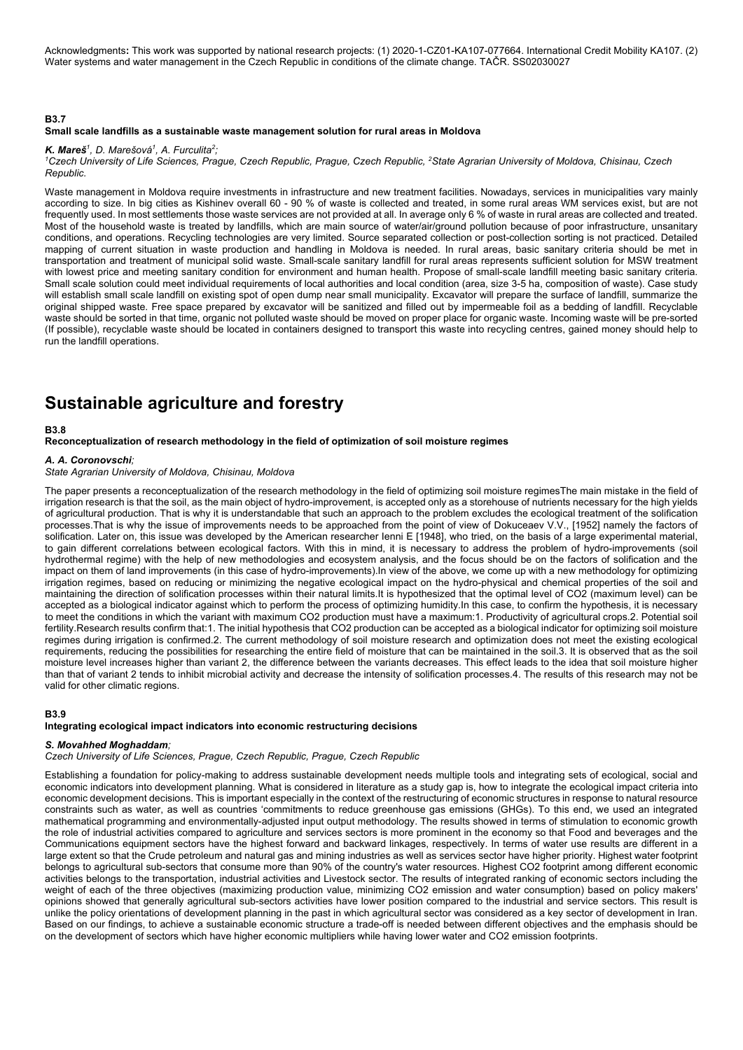Acknowledgments**:** This work was supported by national research projects: (1) 2020-1-CZ01-KA107-077664. International Credit Mobility KA107. (2) Water systems and water management in the Czech Republic in conditions of the climate change. TAČR. SS02030027

**B3.7**

**Small scale landfills as a sustainable waste management solution for rural areas in Moldova**

***K. Mareš***[1], *D. Marešová*[1], *A. Furculita*[2];

[1]*Czech University of Life Sciences, Prague, Czech Republic, Prague, Czech Republic,* [2]*State Agrarian University of Moldova, Chisinau, Czech Republic.*

Waste management in Moldova require investments in infrastructure and new treatment facilities. Nowadays, services in municipalities vary mainly according to size. In big cities as Kishinev overall 60 - 90 % of waste is collected and treated, in some rural areas WM services exist, but are not frequently used. In most settlements those waste services are not provided at all. In average only 6 % of waste in rural areas are collected and treated. Most of the household waste is treated by landfills, which are main source of water/air/ground pollution because of poor infrastructure, unsanitary conditions, and operations. Recycling technologies are very limited. Source separated collection or post-collection sorting is not practiced. Detailed mapping of current situation in waste production and handling in Moldova is needed. In rural areas, basic sanitary criteria should be met in transportation and treatment of municipal solid waste. Small-scale sanitary landfill for rural areas represents sufficient solution for MSW treatment with lowest price and meeting sanitary condition for environment and human health. Propose of small-scale landfill meeting basic sanitary criteria. Small scale solution could meet individual requirements of local authorities and local condition (area, size 3-5 ha, composition of waste). Case study will establish small scale landfill on existing spot of open dump near small municipality. Excavator will prepare the surface of landfill, summarize the original shipped waste. Free space prepared by excavator will be sanitized and filled out by impermeable foil as a bedding of landfill. Recyclable waste should be sorted in that time, organic not polluted waste should be moved on proper place for organic waste. Incoming waste will be pre-sorted (If possible), recyclable waste should be located in containers designed to transport this waste into recycling centres, gained money should help to run the landfill operations.

# Sustainable agriculture and forestry

**B3.8**

**Reconceptualization of research methodology in the field of optimization of soil moisture regimes**

***A. A. Coronovschi***;

*State Agrarian University of Moldova, Chisinau, Moldova*

The paper presents a reconceptualization of the research methodology in the field of optimizing soil moisture regimesThe main mistake in the field of irrigation research is that the soil, as the main object of hydro-improvement, is accepted only as a storehouse of nutrients necessary for the high yields of agricultural production. That is why it is understandable that such an approach to the problem excludes the ecological treatment of the solification processes.That is why the issue of improvements needs to be approached from the point of view of Dokuceaev V.V., [1952] namely the factors of solification. Later on, this issue was developed by the American researcher Ienni E [1948], who tried, on the basis of a large experimental material, to gain different correlations between ecological factors. With this in mind, it is necessary to address the problem of hydro-improvements (soil hydrothermal regime) with the help of new methodologies and ecosystem analysis, and the focus should be on the factors of solification and the impact on them of land improvements (in this case of hydro-improvements).In view of the above, we come up with a new methodology for optimizing irrigation regimes, based on reducing or minimizing the negative ecological impact on the hydro-physical and chemical properties of the soil and maintaining the direction of solification processes within their natural limits.It is hypothesized that the optimal level of $CO_2$ (maximum level) can be accepted as a biological indicator against which to perform the process of optimizing humidity.In this case, to confirm the hypothesis, it is necessary to meet the conditions in which the variant with maximum $CO_2$ production must have a maximum:1. Productivity of agricultural crops.2. Potential soil fertility.Research results confirm that:1. The initial hypothesis that $CO_2$ production can be accepted as a biological indicator for optimizing soil moisture regimes during irrigation is confirmed.2. The current methodology of soil moisture research and optimization does not meet the existing ecological requirements, reducing the possibilities for researching the entire field of moisture that can be maintained in the soil.3. It is observed that as the soil moisture level increases higher than variant 2, the difference between the variants decreases. This effect leads to the idea that soil moisture higher than that of variant 2 tends to inhibit microbial activity and decrease the intensity of solification processes.4. The results of this research may not be valid for other climatic regions.

**B3.9**

**Integrating ecological impact indicators into economic restructuring decisions**

***S. Movahhed Moghaddam***;

*Czech University of Life Sciences, Prague, Czech Republic, Prague, Czech Republic*

Establishing a foundation for policy-making to address sustainable development needs multiple tools and integrating sets of ecological, social and economic indicators into development planning. What is considered in literature as a study gap is, how to integrate the ecological impact criteria into economic development decisions. This is important especially in the context of the restructuring of economic structures in response to natural resource constraints such as water, as well as countries 'commitments to reduce greenhouse gas emissions (GHGs). To this end, we used an integrated mathematical programming and environmentally-adjusted input output methodology. The results showed in terms of stimulation to economic growth the role of industrial activities compared to agriculture and services sectors is more prominent in the economy so that Food and beverages and the Communications equipment sectors have the highest forward and backward linkages, respectively. In terms of water use results are different in a large extent so that the Crude petroleum and natural gas and mining industries as well as services sector have higher priority. Highest water footprint belongs to agricultural sub-sectors that consume more than 90% of the country's water resources. Highest $CO_2$ footprint among different economic activities belongs to the transportation, industrial activities and Livestock sector. The results of integrated ranking of economic sectors including the weight of each of the three objectives (maximizing production value, minimizing $CO_2$ emission and water consumption) based on policy makers' opinions showed that generally agricultural sub-sectors activities have lower position compared to the industrial and service sectors. This result is unlike the policy orientations of development planning in the past in which agricultural sector was considered as a key sector of development in Iran. Based on our findings, to achieve a sustainable economic structure a trade-off is needed between different objectives and the emphasis should be on the development of sectors which have higher economic multipliers while having lower water and $CO_2$ emission footprints.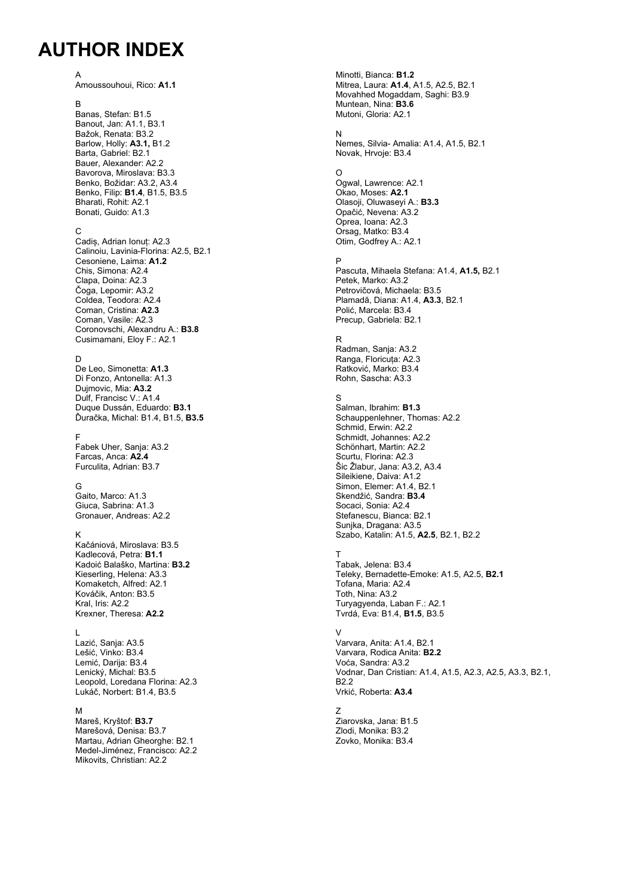# AUTHOR INDEX

A

Amoussouhoui, Rico: **A1.1**

B

Banas, Stefan: B1.5
Banout, Jan: A1.1, B3.1
Bažok, Renata: B3.2
Barlow, Holly: **A3.1,** B1.2
Barta, Gabriel: B2.1
Bauer, Alexander: A2.2
Bavorova, Miroslava: B3.3
Benko, Božidar: A3.2, A3.4
Benko, Filip: **B1.4**, B1.5, B3.5
Bharati, Rohit: A2.1
Bonati, Guido: A1.3

C

Cadiș, Adrian Ionuț: A2.3
Calinoiu, Lavinia-Florina: A2.5, B2.1
Cesoniene, Laima: **A1.2**
Chis, Simona: A2.4
Clapa, Doina: A2.3
Čoga, Lepomir: A3.2
Coldea, Teodora: A2.4
Coman, Cristina: **A2.3**
Coman, Vasile: A2.3
Coronovschi, Alexandru A.: **B3.8**
Cusimamani, Eloy F.: A2.1

D

De Leo, Simonetta: **A1.3**
Di Fonzo, Antonella: A1.3
Dujmovic, Mia: **A3.2**
Dulf, Francisc V.: A1.4
Duque Dussán, Eduardo: **B3.1**
Ďuračka, Michal: B1.4, B1.5, **B3.5**

F

Fabek Uher, Sanja: A3.2
Farcas, Anca: **A2.4**
Furculita, Adrian: B3.7

G

Gaito, Marco: A1.3
Giuca, Sabrina: A1.3
Gronauer, Andreas: A2.2

K

Kačániová, Miroslava: B3.5
Kadlecová, Petra: **B1.1**
Kadoić Balaško, Martina: **B3.2**
Kieserling, Helena: A3.3
Komaketch, Alfred: A2.1
Kováčik, Anton: B3.5
Kral, Iris: A2.2
Krexner, Theresa: **A2.2**

L

Lazić, Sanja: A3.5
Lešić, Vinko: B3.4
Lemić, Darija: B3.4
Lenický, Michal: B3.5
Leopold, Loredana Florina: A2.3
Lukáč, Norbert: B1.4, B3.5

M

Mareš, Kryštof: **B3.7**
Marešová, Denisa: B3.7
Martau, Adrian Gheorghe: B2.1
Medel-Jiménez, Francisco: A2.2
Mikovits, Christian: A2.2
Minotti, Bianca: **B1.2**
Mitrea, Laura: **A1.4**, A1.5, A2.5, B2.1
Movahhed Mogaddam, Saghi: B3.9
Muntean, Nina: **B3.6**
Mutoni, Gloria: A2.1

N

Nemes, Silvia- Amalia: A1.4, A1.5, B2.1
Novak, Hrvoje: B3.4

O

Ogwal, Lawrence: A2.1
Okao, Moses: **A2.1**
Olasoji, Oluwaseyi A.: **B3.3**
Opačić, Nevena: A3.2
Oprea, Ioana: A2.3
Orsag, Matko: B3.4
Otim, Godfrey A.: A2.1

P

Pascuta, Mihaela Stefana: A1.4, **A1.5,** B2.1
Petek, Marko: A3.2
Petrovičová, Michaela: B3.5
Plamadă, Diana: A1.4, **A3.3**, B2.1
Polić, Marcela: B3.4
Precup, Gabriela: B2.1

R

Radman, Sanja: A3.2
Ranga, Floricuța: A2.3
Ratković, Marko: B3.4
Rohn, Sascha: A3.3

S

Salman, Ibrahim: **B1.3**
Schauppenlehner, Thomas: A2.2
Schmid, Erwin: A2.2
Schmidt, Johannes: A2.2
Schönhart, Martin: A2.2
Scurtu, Florina: A2.3
Šic Žlabur, Jana: A3.2, A3.4
Sileikiene, Daiva: A1.2
Simon, Elemer: A1.4, B2.1
Skendžić, Sandra: **B3.4**
Socaci, Sonia: A2.4
Stefanescu, Bianca: B2.1
Sunjka, Dragana: A3.5
Szabo, Katalin: A1.5, **A2.5**, B2.1, B2.2

T

Tabak, Jelena: B3.4
Teleky, Bernadette-Emoke: A1.5, A2.5, **B2.1**
Tofana, Maria: A2.4
Toth, Nina: A3.2
Turyagyenda, Laban F.: A2.1
Tvrdá, Eva: B1.4, **B1.5**, B3.5

V

Varvara, Anita: A1.4, B2.1
Varvara, Rodica Anita: **B2.2**
Voća, Sandra: A3.2
Vodnar, Dan Cristian: A1.4, A1.5, A2.3, A2.5, A3.3, B2.1, B2.2
Vrkić, Roberta: **A3.4**

Z

Ziarovska, Jana: B1.5
Zlodi, Monika: B3.2
Zovko, Monika: B3.4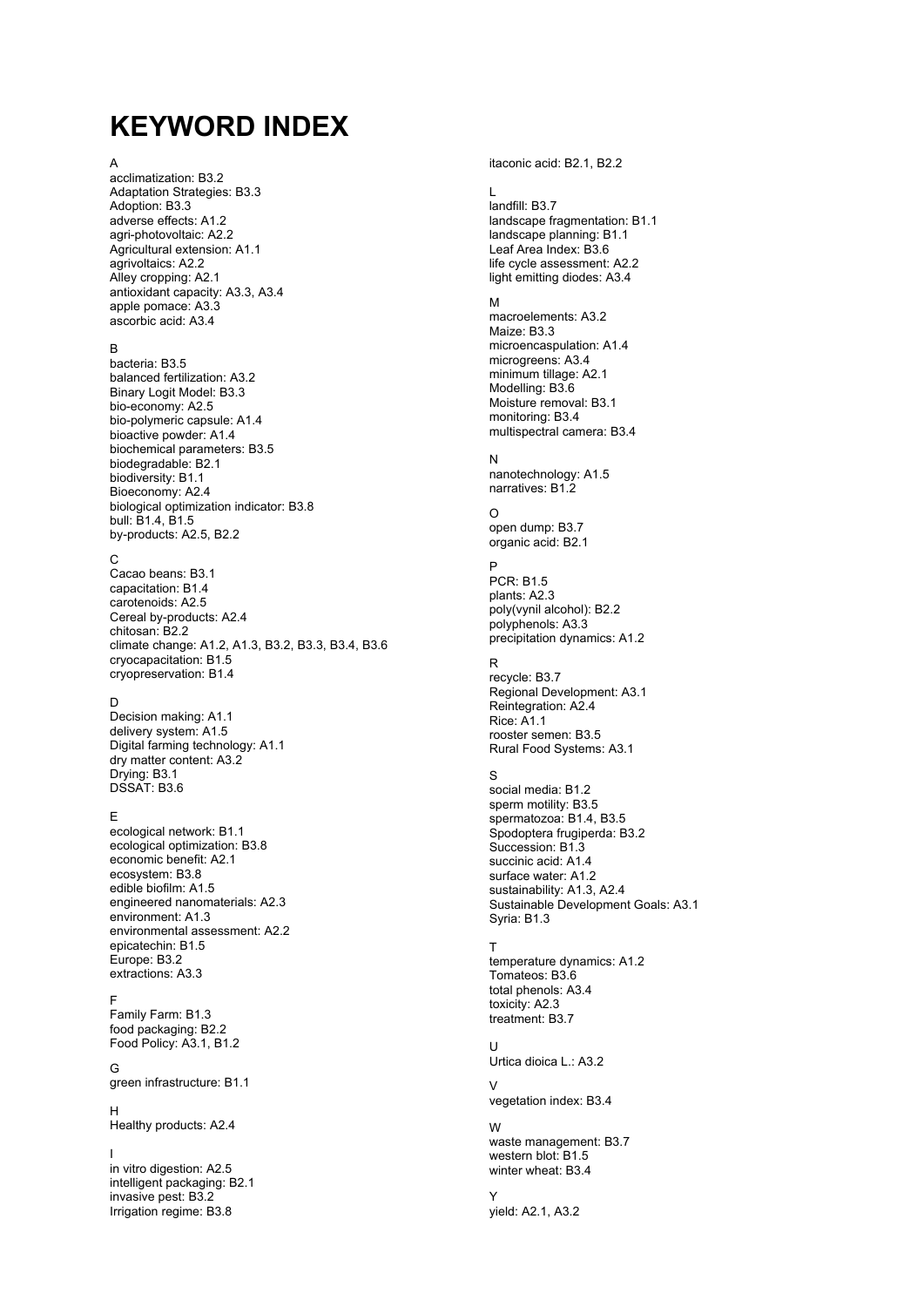# KEYWORD INDEX

A

acclimatization: B3.2
Adaptation Strategies: B3.3
Adoption: B3.3
adverse effects: A1.2
agri-photovoltaic: A2.2
Agricultural extension: A1.1
agrivoltaics: A2.2
Alley cropping: A2.1
antioxidant capacity: A3.3, A3.4
apple pomace: A3.3
ascorbic acid: A3.4

B

bacteria: B3.5
balanced fertilization: A3.2
Binary Logit Model: B3.3
bio-economy: A2.5
bio-polymeric capsule: A1.4
bioactive powder: A1.4
biochemical parameters: B3.5
biodegradable: B2.1
biodiversity: B1.1
Bioeconomy: A2.4
biological optimization indicator: B3.8
bull: B1.4, B1.5
by-products: A2.5, B2.2

C

Cacao beans: B3.1
capacitation: B1.4
carotenoids: A2.5
Cereal by-products: A2.4
chitosan: B2.2
climate change: A1.2, A1.3, B3.2, B3.3, B3.4, B3.6
cryocapacitation: B1.5
cryopreservation: B1.4

D

Decision making: A1.1
delivery system: A1.5
Digital farming technology: A1.1
dry matter content: A3.2
Drying: B3.1
DSSAT: B3.6

E

ecological network: B1.1
ecological optimization: B3.8
economic benefit: A2.1
ecosystem: B3.8
edible biofilm: A1.5
engineered nanomaterials: A2.3
environment: A1.3
environmental assessment: A2.2
epicatechin: B1.5
Europe: B3.2
extractions: A3.3

F

Family Farm: B1.3
food packaging: B2.2
Food Policy: A3.1, B1.2

G

green infrastructure: B1.1

H

Healthy products: A2.4

I

in vitro digestion: A2.5
intelligent packaging: B2.1
invasive pest: B3.2
Irrigation regime: B3.8
itaconic acid: B2.1, B2.2

L

landfill: B3.7
landscape fragmentation: B1.1
landscape planning: B1.1
Leaf Area Index: B3.6
life cycle assessment: A2.2
light emitting diodes: A3.4

M

macroelements: A3.2
Maize: B3.3
microencaspulation: A1.4
microgreens: A3.4
minimum tillage: A2.1
Modelling: B3.6
Moisture removal: B3.1
monitoring: B3.4
multispectral camera: B3.4

N

nanotechnology: A1.5
narratives: B1.2

O

open dump: B3.7
organic acid: B2.1

P

PCR: B1.5
plants: A2.3
poly(vynil alcohol): B2.2
polyphenols: A3.3
precipitation dynamics: A1.2

R

recycle: B3.7
Regional Development: A3.1
Reintegration: A2.4
Rice: A1.1
rooster semen: B3.5
Rural Food Systems: A3.1

S

social media: B1.2
sperm motility: B3.5
spermatozoa: B1.4, B3.5
Spodoptera frugiperda: B3.2
Succession: B1.3
succinic acid: A1.4
surface water: A1.2
sustainability: A1.3, A2.4
Sustainable Development Goals: A3.1
Syria: B1.3

T

temperature dynamics: A1.2
Tomateos: B3.6
total phenols: A3.4
toxicity: A2.3
treatment: B3.7

U

Urtica dioica L.: A3.2

V

vegetation index: B3.4

W

waste management: B3.7
western blot: B1.5
winter wheat: B3.4

Y

yield: A2.1, A3.2